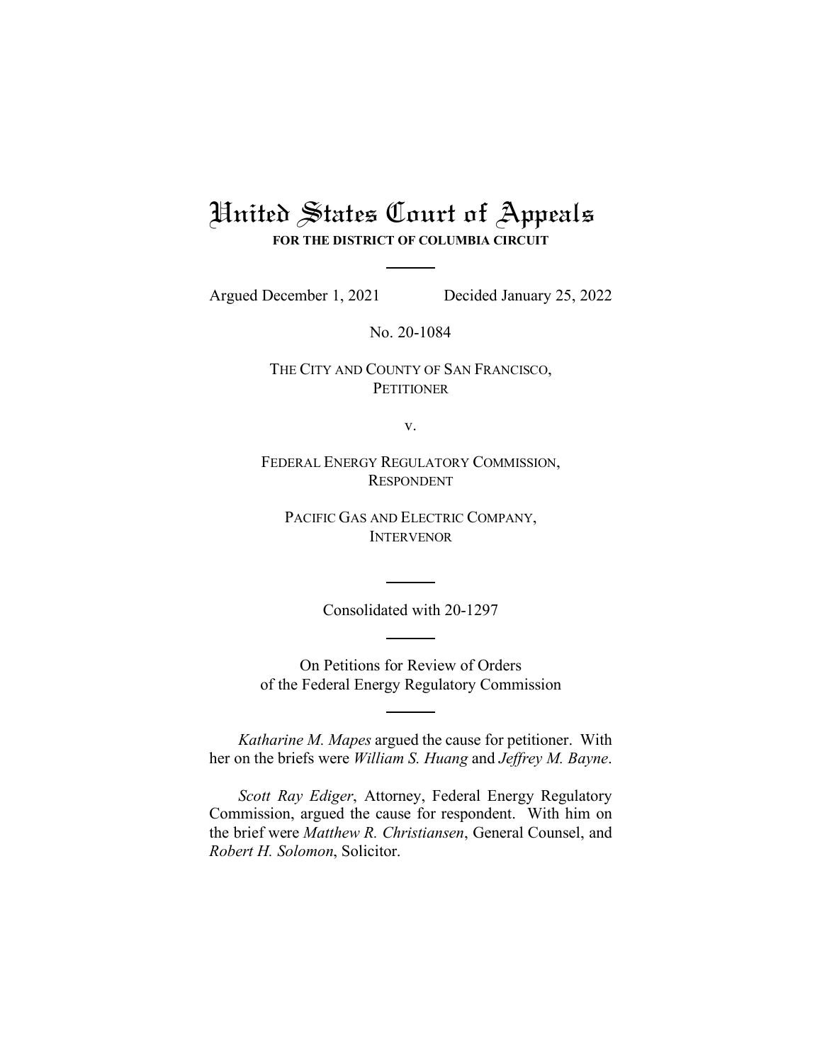# United States Court of Appeals

**FOR THE DISTRICT OF COLUMBIA CIRCUIT**

Argued December 1, 2021 Decided January 25, 2022

No. 20-1084

THE CITY AND COUNTY OF SAN FRANCISCO,
PETITIONER

v.

FEDERAL ENERGY REGULATORY COMMISSION,
RESPONDENT

PACIFIC GAS AND ELECTRIC COMPANY,
INTERVENOR

Consolidated with 20-1297

On Petitions for Review of Orders
of the Federal Energy Regulatory Commission

*Katharine M. Mapes* argued the cause for petitioner. With her on the briefs were *William S. Huang* and *Jeffrey M. Bayne*.

*Scott Ray Ediger*, Attorney, Federal Energy Regulatory Commission, argued the cause for respondent. With him on the brief were *Matthew R. Christiansen*, General Counsel, and *Robert H. Solomon*, Solicitor.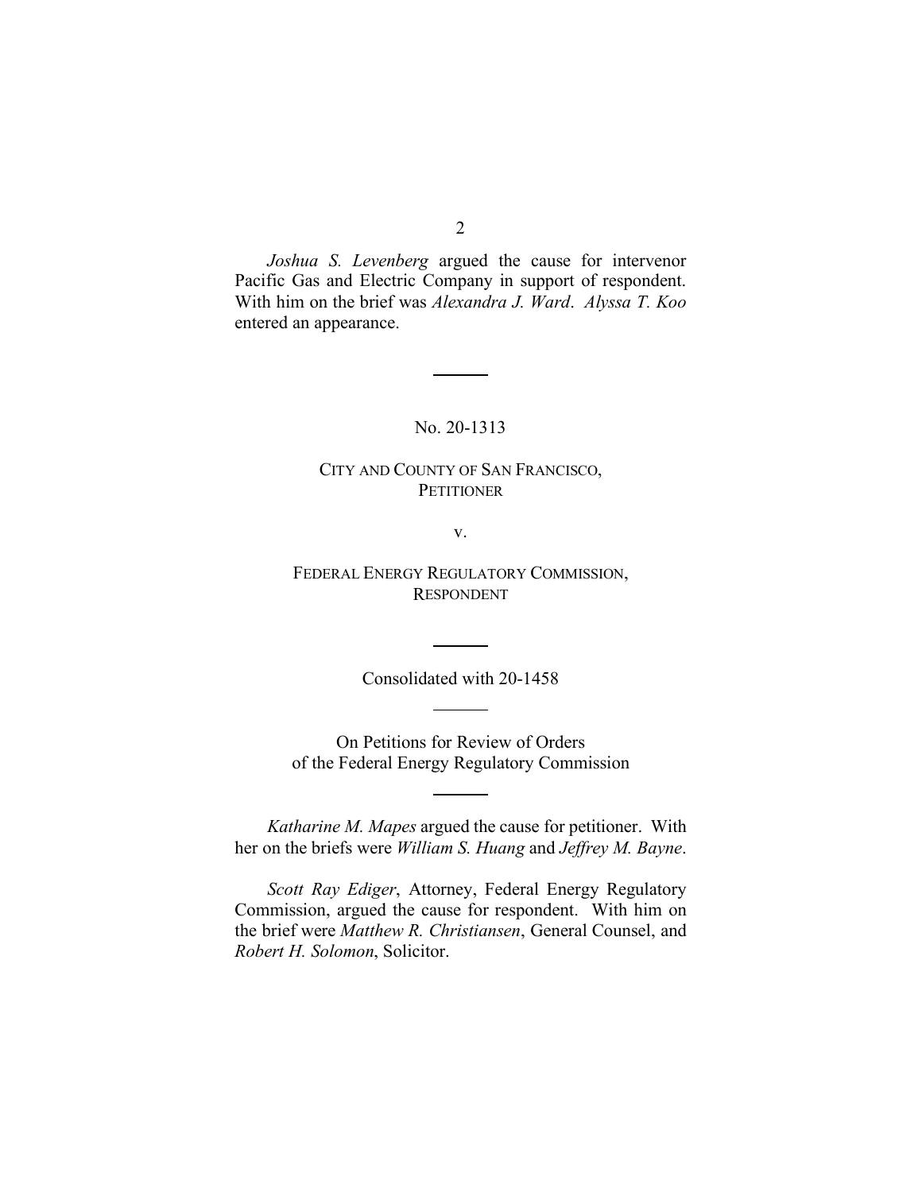*Joshua S. Levenberg* argued the cause for intervenor Pacific Gas and Electric Company in support of respondent. With him on the brief was *Alexandra J. Ward*. *Alyssa T. Koo* entered an appearance.

---

No. 20-1313

CITY AND COUNTY OF SAN FRANCISCO,
PETITIONER

v.

FEDERAL ENERGY REGULATORY COMMISSION,
RESPONDENT

---

Consolidated with 20-1458

---

On Petitions for Review of Orders
of the Federal Energy Regulatory Commission

---

*Katharine M. Mapes* argued the cause for petitioner. With her on the briefs were *William S. Huang* and *Jeffrey M. Bayne*.

*Scott Ray Ediger*, Attorney, Federal Energy Regulatory Commission, argued the cause for respondent. With him on the brief were *Matthew R. Christiansen*, General Counsel, and *Robert H. Solomon*, Solicitor.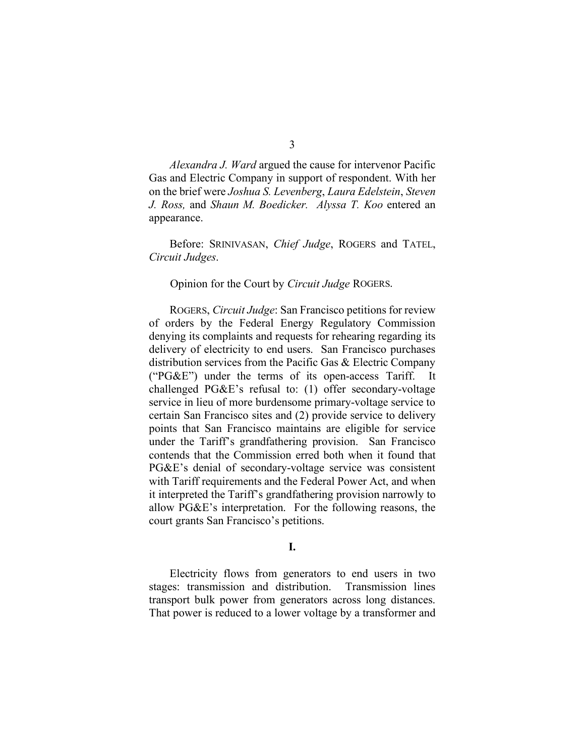*Alexandra J. Ward* argued the cause for intervenor Pacific Gas and Electric Company in support of respondent. With her on the brief were *Joshua S. Levenberg*, *Laura Edelstein*, *Steven J. Ross,* and *Shaun M. Boedicker.* *Alyssa T. Koo* entered an appearance.

Before: SRINIVASAN, *Chief Judge*, ROGERS and TATEL, *Circuit Judges*.

Opinion for the Court by *Circuit Judge* ROGERS.

ROGERS, *Circuit Judge*: San Francisco petitions for review of orders by the Federal Energy Regulatory Commission denying its complaints and requests for rehearing regarding its delivery of electricity to end users. San Francisco purchases distribution services from the Pacific Gas & Electric Company ("PG&E") under the terms of its open-access Tariff. It challenged PG&E's refusal to: (1) offer secondary-voltage service in lieu of more burdensome primary-voltage service to certain San Francisco sites and (2) provide service to delivery points that San Francisco maintains are eligible for service under the Tariff's grandfathering provision. San Francisco contends that the Commission erred both when it found that PG&E's denial of secondary-voltage service was consistent with Tariff requirements and the Federal Power Act, and when it interpreted the Tariff's grandfathering provision narrowly to allow PG&E's interpretation. For the following reasons, the court grants San Francisco's petitions.

## I.

Electricity flows from generators to end users in two stages: transmission and distribution. Transmission lines transport bulk power from generators across long distances. That power is reduced to a lower voltage by a transformer and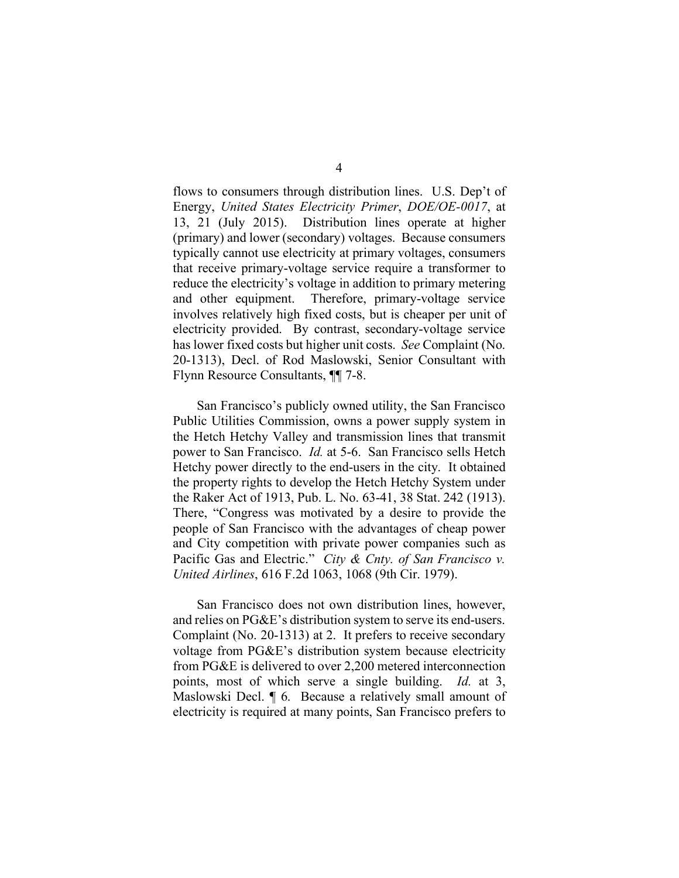flows to consumers through distribution lines. U.S. Dep't of Energy, *United States Electricity Primer*, *DOE/OE-0017*, at 13, 21 (July 2015). Distribution lines operate at higher (primary) and lower (secondary) voltages. Because consumers typically cannot use electricity at primary voltages, consumers that receive primary-voltage service require a transformer to reduce the electricity's voltage in addition to primary metering and other equipment. Therefore, primary-voltage service involves relatively high fixed costs, but is cheaper per unit of electricity provided. By contrast, secondary-voltage service has lower fixed costs but higher unit costs. *See* Complaint (No. 20-1313), Decl. of Rod Maslowski, Senior Consultant with Flynn Resource Consultants, ¶¶ 7-8.

San Francisco's publicly owned utility, the San Francisco Public Utilities Commission, owns a power supply system in the Hetch Hetchy Valley and transmission lines that transmit power to San Francisco. *Id.* at 5-6. San Francisco sells Hetch Hetchy power directly to the end-users in the city. It obtained the property rights to develop the Hetch Hetchy System under the Raker Act of 1913, Pub. L. No. 63-41, 38 Stat. 242 (1913). There, "Congress was motivated by a desire to provide the people of San Francisco with the advantages of cheap power and City competition with private power companies such as Pacific Gas and Electric." *City & Cnty. of San Francisco v. United Airlines*, 616 F.2d 1063, 1068 (9th Cir. 1979).

San Francisco does not own distribution lines, however, and relies on PG&E's distribution system to serve its end-users. Complaint (No. 20-1313) at 2. It prefers to receive secondary voltage from PG&E's distribution system because electricity from PG&E is delivered to over 2,200 metered interconnection points, most of which serve a single building. *Id.* at 3, Maslowski Decl. ¶ 6. Because a relatively small amount of electricity is required at many points, San Francisco prefers to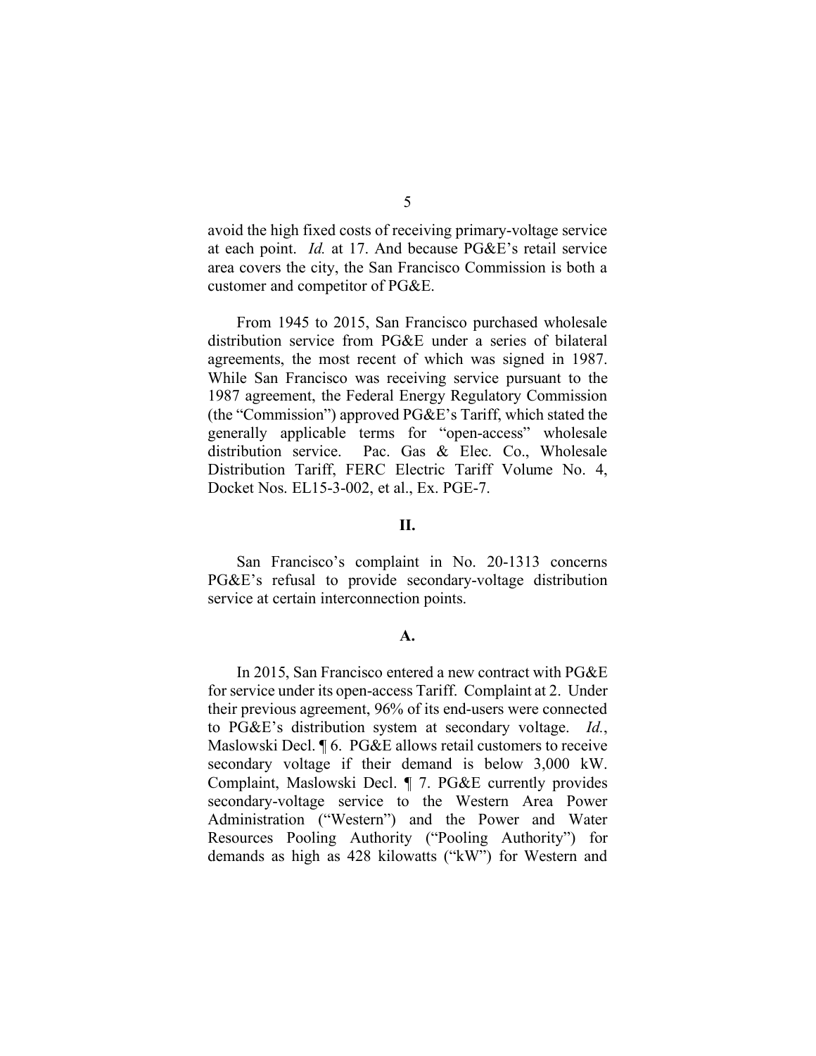avoid the high fixed costs of receiving primary-voltage service at each point. *Id.* at 17. And because PG&E's retail service area covers the city, the San Francisco Commission is both a customer and competitor of PG&E.

From 1945 to 2015, San Francisco purchased wholesale distribution service from PG&E under a series of bilateral agreements, the most recent of which was signed in 1987. While San Francisco was receiving service pursuant to the 1987 agreement, the Federal Energy Regulatory Commission (the "Commission") approved PG&E's Tariff, which stated the generally applicable terms for "open-access" wholesale distribution service. Pac. Gas & Elec. Co., Wholesale Distribution Tariff, FERC Electric Tariff Volume No. 4, Docket Nos. EL15-3-002, et al., Ex. PGE-7.

## II.

San Francisco's complaint in No. 20-1313 concerns PG&E's refusal to provide secondary-voltage distribution service at certain interconnection points.

### A.

In 2015, San Francisco entered a new contract with PG&E for service under its open-access Tariff. Complaint at 2. Under their previous agreement, 96% of its end-users were connected to PG&E's distribution system at secondary voltage. *Id.*, Maslowski Decl. ¶ 6. PG&E allows retail customers to receive secondary voltage if their demand is below 3,000 kW. Complaint, Maslowski Decl. ¶ 7. PG&E currently provides secondary-voltage service to the Western Area Power Administration ("Western") and the Power and Water Resources Pooling Authority ("Pooling Authority") for demands as high as 428 kilowatts ("kW") for Western and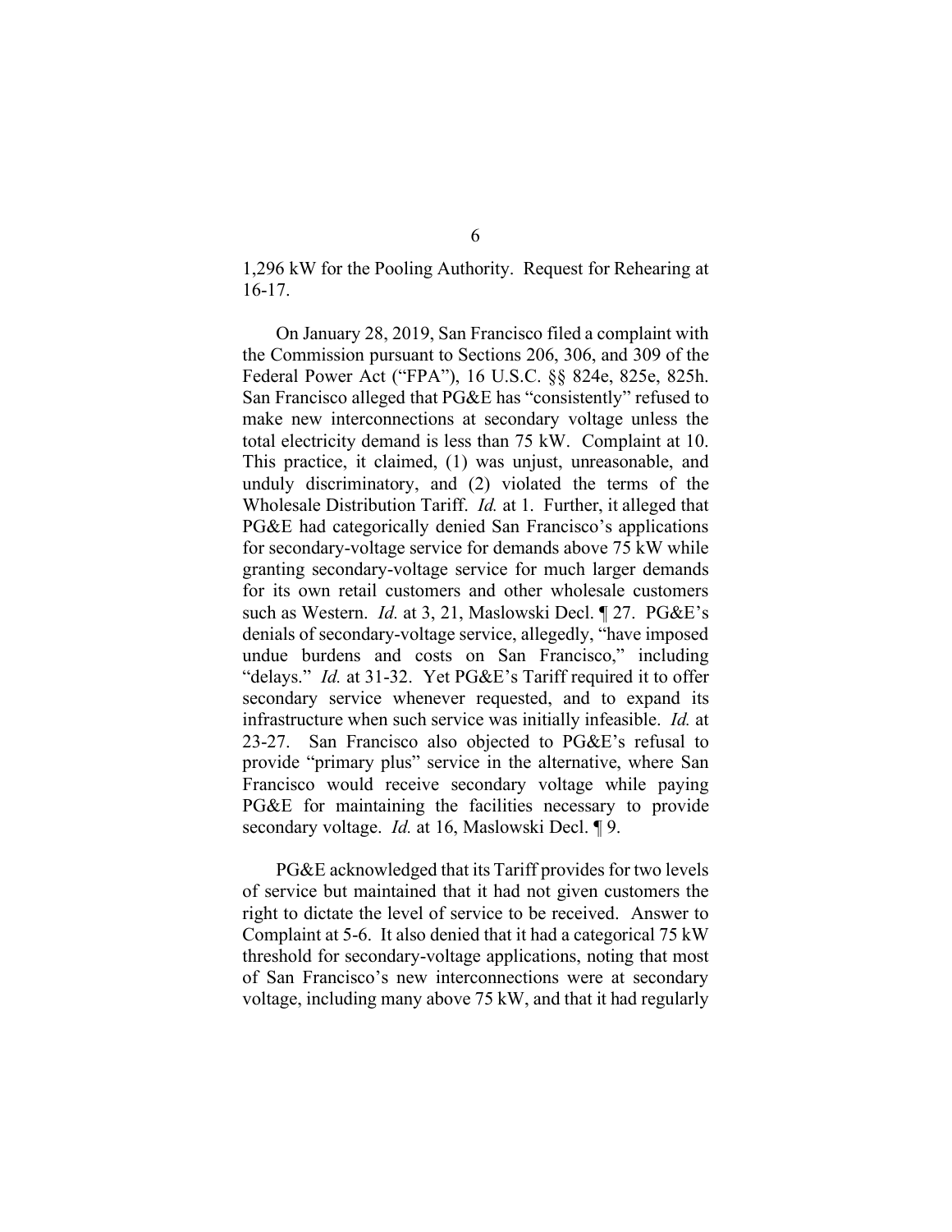1,296 kW for the Pooling Authority. Request for Rehearing at 16-17.

On January 28, 2019, San Francisco filed a complaint with the Commission pursuant to Sections 206, 306, and 309 of the Federal Power Act ("FPA"), 16 U.S.C. §§ 824e, 825e, 825h. San Francisco alleged that PG&E has "consistently" refused to make new interconnections at secondary voltage unless the total electricity demand is less than 75 kW. Complaint at 10. This practice, it claimed, (1) was unjust, unreasonable, and unduly discriminatory, and (2) violated the terms of the Wholesale Distribution Tariff. *Id.* at 1. Further, it alleged that PG&E had categorically denied San Francisco's applications for secondary-voltage service for demands above 75 kW while granting secondary-voltage service for much larger demands for its own retail customers and other wholesale customers such as Western. *Id.* at 3, 21, Maslowski Decl. ¶ 27. PG&E's denials of secondary-voltage service, allegedly, "have imposed undue burdens and costs on San Francisco," including "delays." *Id.* at 31-32. Yet PG&E's Tariff required it to offer secondary service whenever requested, and to expand its infrastructure when such service was initially infeasible. *Id.* at 23-27. San Francisco also objected to PG&E's refusal to provide "primary plus" service in the alternative, where San Francisco would receive secondary voltage while paying PG&E for maintaining the facilities necessary to provide secondary voltage. *Id.* at 16, Maslowski Decl. ¶ 9.

PG&E acknowledged that its Tariff provides for two levels of service but maintained that it had not given customers the right to dictate the level of service to be received. Answer to Complaint at 5-6. It also denied that it had a categorical 75 kW threshold for secondary-voltage applications, noting that most of San Francisco's new interconnections were at secondary voltage, including many above 75 kW, and that it had regularly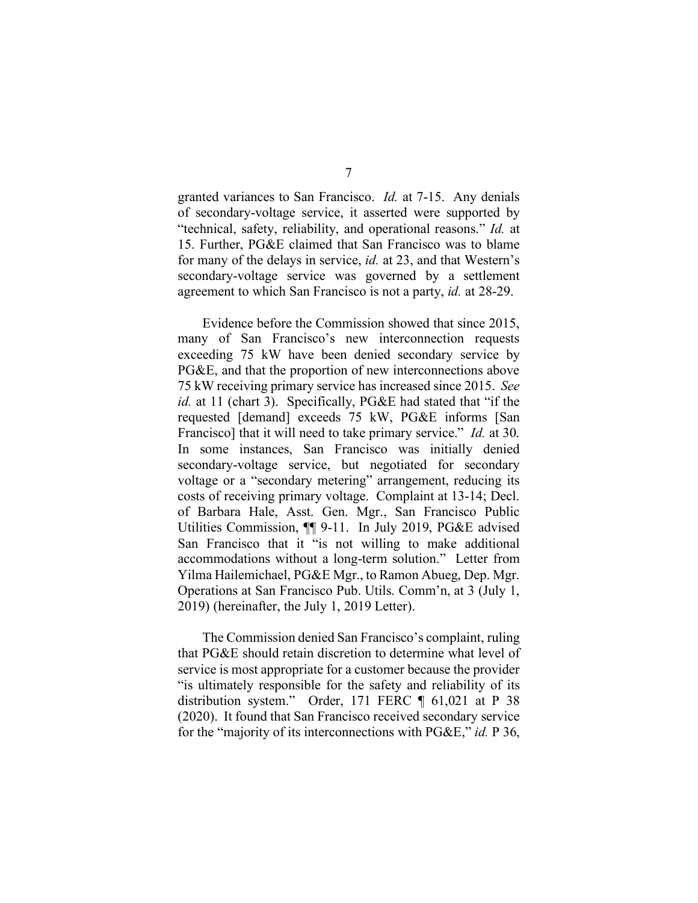granted variances to San Francisco. *Id.* at 7-15. Any denials of secondary-voltage service, it asserted were supported by "technical, safety, reliability, and operational reasons." *Id.* at 15. Further, PG&E claimed that San Francisco was to blame for many of the delays in service, *id.* at 23, and that Western's secondary-voltage service was governed by a settlement agreement to which San Francisco is not a party, *id.* at 28-29.

Evidence before the Commission showed that since 2015, many of San Francisco's new interconnection requests exceeding 75 kW have been denied secondary service by PG&E, and that the proportion of new interconnections above 75 kW receiving primary service has increased since 2015. *See id.* at 11 (chart 3). Specifically, PG&E had stated that "if the requested [demand] exceeds 75 kW, PG&E informs [San Francisco] that it will need to take primary service." *Id.* at 30. In some instances, San Francisco was initially denied secondary-voltage service, but negotiated for secondary voltage or a "secondary metering" arrangement, reducing its costs of receiving primary voltage. Complaint at 13-14; Decl. of Barbara Hale, Asst. Gen. Mgr., San Francisco Public Utilities Commission, ¶¶ 9-11. In July 2019, PG&E advised San Francisco that it "is not willing to make additional accommodations without a long-term solution." Letter from Yilma Hailemichael, PG&E Mgr., to Ramon Abueg, Dep. Mgr. Operations at San Francisco Pub. Utils. Comm'n, at 3 (July 1, 2019) (hereinafter, the July 1, 2019 Letter).

The Commission denied San Francisco's complaint, ruling that PG&E should retain discretion to determine what level of service is most appropriate for a customer because the provider "is ultimately responsible for the safety and reliability of its distribution system." Order, 171 FERC ¶ 61,021 at P 38 (2020). It found that San Francisco received secondary service for the "majority of its interconnections with PG&E," *id.* P 36,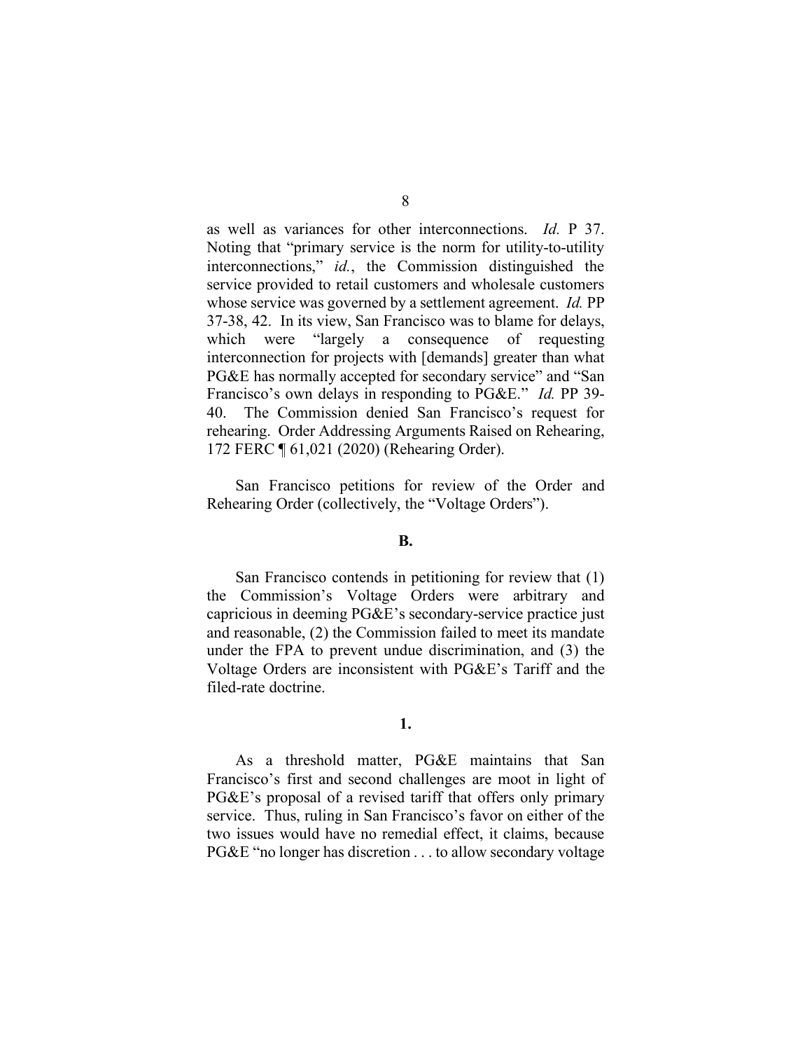as well as variances for other interconnections. *Id.* P 37. Noting that "primary service is the norm for utility-to-utility interconnections," *id.*, the Commission distinguished the service provided to retail customers and wholesale customers whose service was governed by a settlement agreement. *Id.* PP 37-38, 42. In its view, San Francisco was to blame for delays, which were "largely a consequence of requesting interconnection for projects with [demands] greater than what PG&E has normally accepted for secondary service" and "San Francisco's own delays in responding to PG&E." *Id.* PP 39-40. The Commission denied San Francisco's request for rehearing. Order Addressing Arguments Raised on Rehearing, 172 FERC ¶ 61,021 (2020) (Rehearing Order).

San Francisco petitions for review of the Order and Rehearing Order (collectively, the "Voltage Orders").

**B.**

San Francisco contends in petitioning for review that (1) the Commission's Voltage Orders were arbitrary and capricious in deeming PG&E's secondary-service practice just and reasonable, (2) the Commission failed to meet its mandate under the FPA to prevent undue discrimination, and (3) the Voltage Orders are inconsistent with PG&E's Tariff and the filed-rate doctrine.

**1.**

As a threshold matter, PG&E maintains that San Francisco's first and second challenges are moot in light of PG&E's proposal of a revised tariff that offers only primary service. Thus, ruling in San Francisco's favor on either of the two issues would have no remedial effect, it claims, because PG&E "no longer has discretion . . . to allow secondary voltage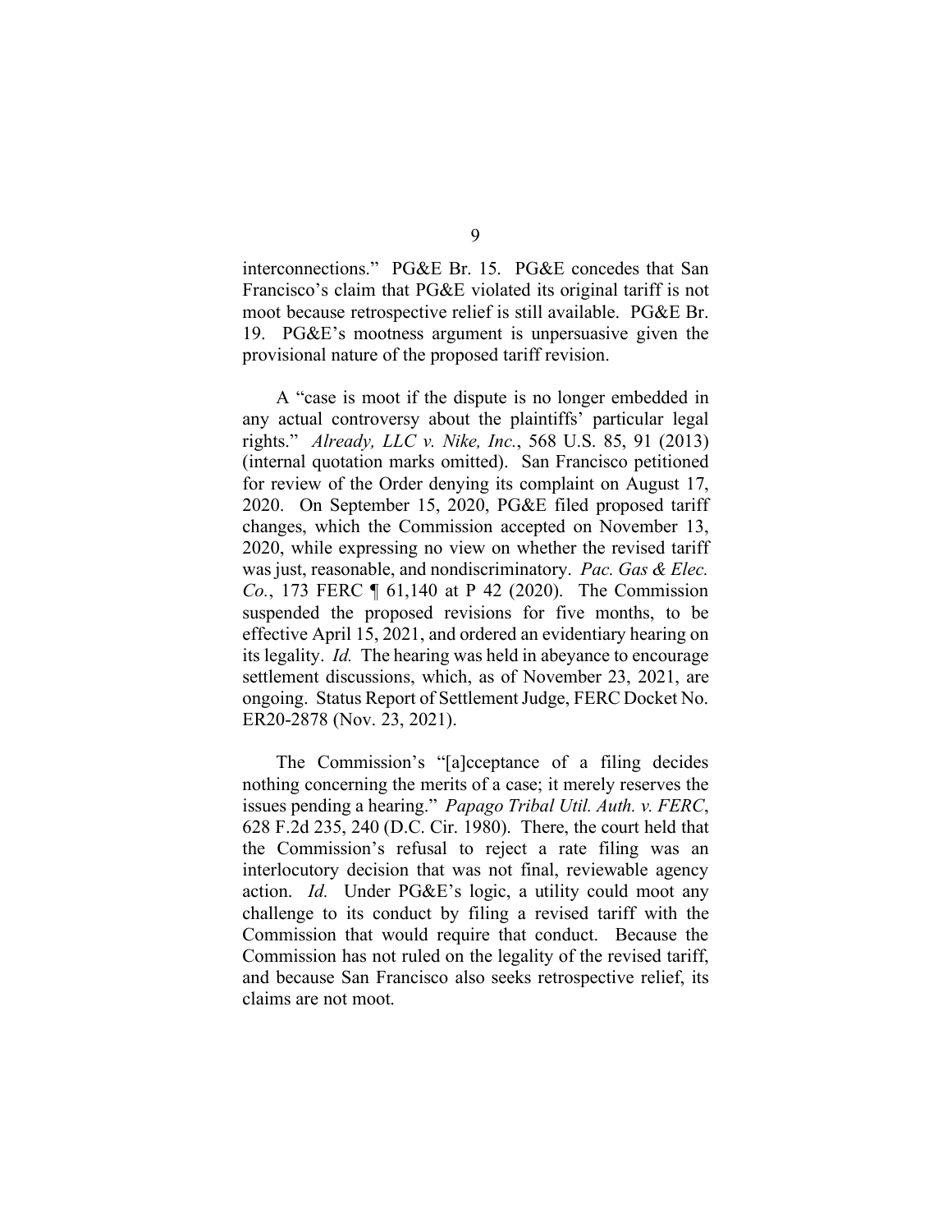interconnections." PG&E Br. 15. PG&E concedes that San Francisco's claim that PG&E violated its original tariff is not moot because retrospective relief is still available. PG&E Br. 19. PG&E's mootness argument is unpersuasive given the provisional nature of the proposed tariff revision.

A "case is moot if the dispute is no longer embedded in any actual controversy about the plaintiffs' particular legal rights." *Already, LLC v. Nike, Inc.*, 568 U.S. 85, 91 (2013) (internal quotation marks omitted). San Francisco petitioned for review of the Order denying its complaint on August 17, 2020. On September 15, 2020, PG&E filed proposed tariff changes, which the Commission accepted on November 13, 2020, while expressing no view on whether the revised tariff was just, reasonable, and nondiscriminatory. *Pac. Gas & Elec. Co.*, 173 FERC ¶ 61,140 at P 42 (2020). The Commission suspended the proposed revisions for five months, to be effective April 15, 2021, and ordered an evidentiary hearing on its legality. *Id.* The hearing was held in abeyance to encourage settlement discussions, which, as of November 23, 2021, are ongoing. Status Report of Settlement Judge, FERC Docket No. ER20-2878 (Nov. 23, 2021).

The Commission's "[a]cceptance of a filing decides nothing concerning the merits of a case; it merely reserves the issues pending a hearing." *Papago Tribal Util. Auth. v. FERC*, 628 F.2d 235, 240 (D.C. Cir. 1980). There, the court held that the Commission's refusal to reject a rate filing was an interlocutory decision that was not final, reviewable agency action. *Id.* Under PG&E's logic, a utility could moot any challenge to its conduct by filing a revised tariff with the Commission that would require that conduct. Because the Commission has not ruled on the legality of the revised tariff, and because San Francisco also seeks retrospective relief, its claims are not moot.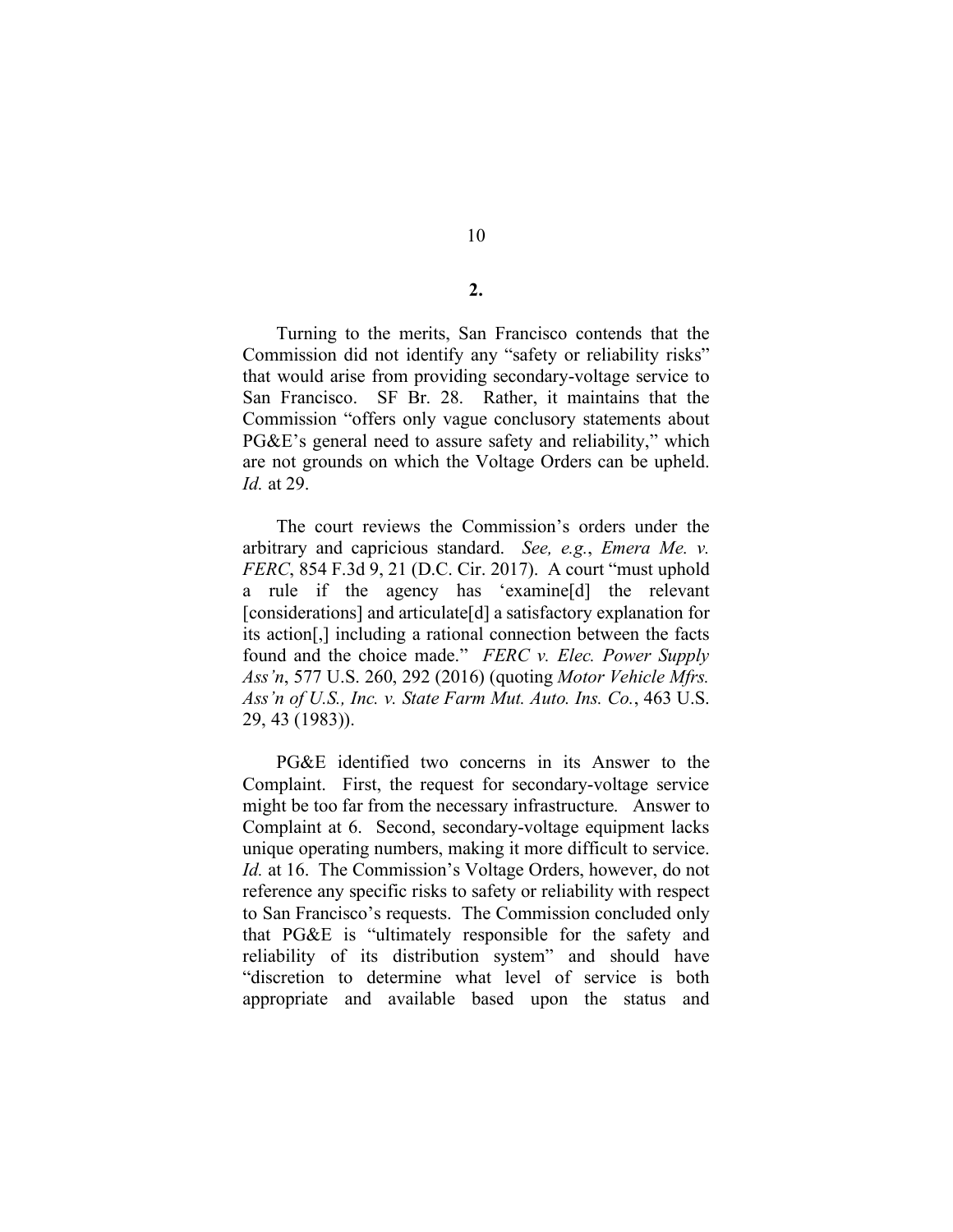**2.**

Turning to the merits, San Francisco contends that the Commission did not identify any "safety or reliability risks" that would arise from providing secondary-voltage service to San Francisco. SF Br. 28. Rather, it maintains that the Commission "offers only vague conclusory statements about PG&E's general need to assure safety and reliability," which are not grounds on which the Voltage Orders can be upheld. *Id.* at 29.

The court reviews the Commission's orders under the arbitrary and capricious standard. *See, e.g.*, *Emera Me. v. FERC*, 854 F.3d 9, 21 (D.C. Cir. 2017). A court "must uphold a rule if the agency has 'examine[d] the relevant [considerations] and articulate[d] a satisfactory explanation for its action[,] including a rational connection between the facts found and the choice made." *FERC v. Elec. Power Supply Ass'n*, 577 U.S. 260, 292 (2016) (quoting *Motor Vehicle Mfrs. Ass'n of U.S., Inc. v. State Farm Mut. Auto. Ins. Co.*, 463 U.S. 29, 43 (1983)).

PG&E identified two concerns in its Answer to the Complaint. First, the request for secondary-voltage service might be too far from the necessary infrastructure. Answer to Complaint at 6. Second, secondary-voltage equipment lacks unique operating numbers, making it more difficult to service. *Id.* at 16. The Commission's Voltage Orders, however, do not reference any specific risks to safety or reliability with respect to San Francisco's requests. The Commission concluded only that PG&E is "ultimately responsible for the safety and reliability of its distribution system" and should have "discretion to determine what level of service is both appropriate and available based upon the status and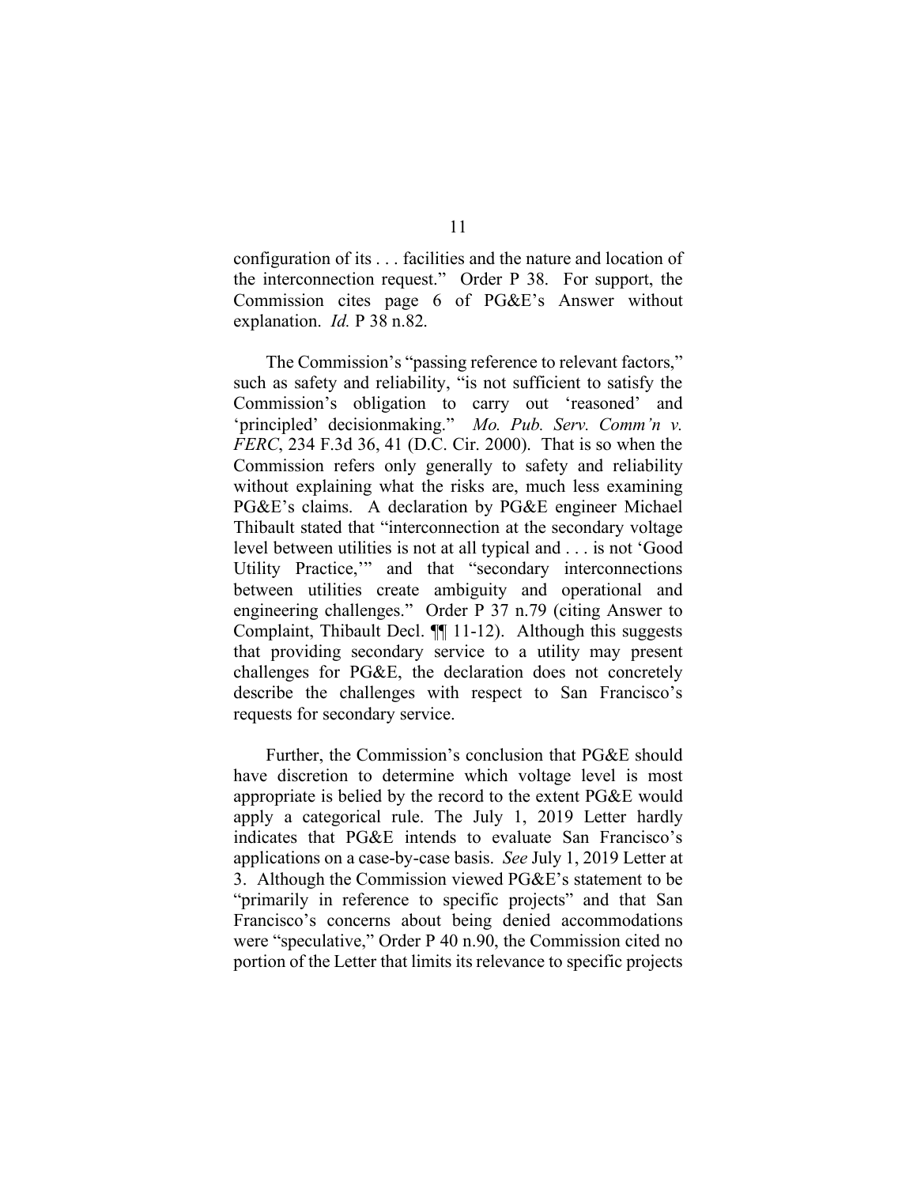configuration of its . . . facilities and the nature and location of the interconnection request." Order P 38. For support, the Commission cites page 6 of PG&E's Answer without explanation. *Id.* P 38 n.82.

The Commission's "passing reference to relevant factors," such as safety and reliability, "is not sufficient to satisfy the Commission's obligation to carry out 'reasoned' and 'principled' decisionmaking." *Mo. Pub. Serv. Comm'n v. FERC*, 234 F.3d 36, 41 (D.C. Cir. 2000). That is so when the Commission refers only generally to safety and reliability without explaining what the risks are, much less examining PG&E's claims. A declaration by PG&E engineer Michael Thibault stated that "interconnection at the secondary voltage level between utilities is not at all typical and . . . is not 'Good Utility Practice,'" and that "secondary interconnections between utilities create ambiguity and operational and engineering challenges." Order P 37 n.79 (citing Answer to Complaint, Thibault Decl. ¶¶ 11-12). Although this suggests that providing secondary service to a utility may present challenges for PG&E, the declaration does not concretely describe the challenges with respect to San Francisco's requests for secondary service.

Further, the Commission's conclusion that PG&E should have discretion to determine which voltage level is most appropriate is belied by the record to the extent PG&E would apply a categorical rule. The July 1, 2019 Letter hardly indicates that PG&E intends to evaluate San Francisco's applications on a case-by-case basis. *See* July 1, 2019 Letter at 3. Although the Commission viewed PG&E's statement to be "primarily in reference to specific projects" and that San Francisco's concerns about being denied accommodations were "speculative," Order P 40 n.90, the Commission cited no portion of the Letter that limits its relevance to specific projects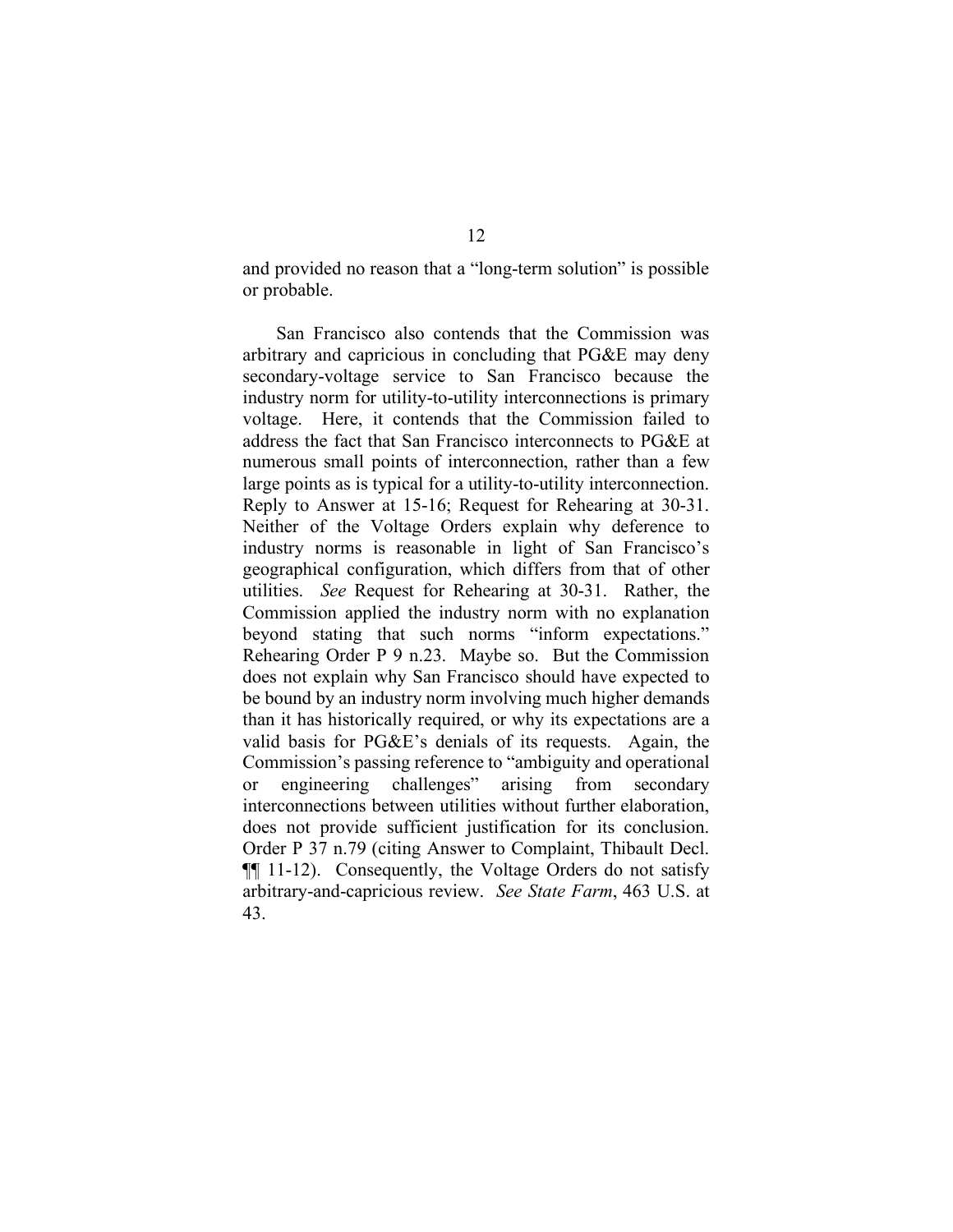and provided no reason that a "long-term solution" is possible or probable.

San Francisco also contends that the Commission was arbitrary and capricious in concluding that PG&E may deny secondary-voltage service to San Francisco because the industry norm for utility-to-utility interconnections is primary voltage. Here, it contends that the Commission failed to address the fact that San Francisco interconnects to PG&E at numerous small points of interconnection, rather than a few large points as is typical for a utility-to-utility interconnection. Reply to Answer at 15-16; Request for Rehearing at 30-31. Neither of the Voltage Orders explain why deference to industry norms is reasonable in light of San Francisco's geographical configuration, which differs from that of other utilities. *See* Request for Rehearing at 30-31. Rather, the Commission applied the industry norm with no explanation beyond stating that such norms "inform expectations." Rehearing Order P 9 n.23. Maybe so. But the Commission does not explain why San Francisco should have expected to be bound by an industry norm involving much higher demands than it has historically required, or why its expectations are a valid basis for PG&E's denials of its requests. Again, the Commission's passing reference to "ambiguity and operational or engineering challenges" arising from secondary interconnections between utilities without further elaboration, does not provide sufficient justification for its conclusion. Order P 37 n.79 (citing Answer to Complaint, Thibault Decl. ¶¶ 11-12). Consequently, the Voltage Orders do not satisfy arbitrary-and-capricious review. *See State Farm*, 463 U.S. at 43.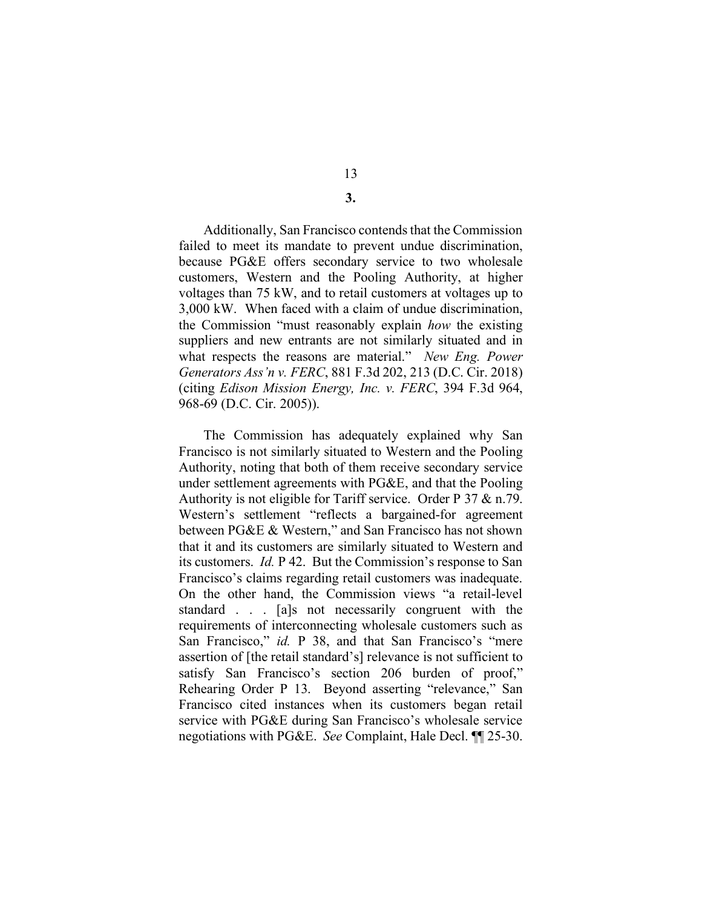**3.**

Additionally, San Francisco contends that the Commission failed to meet its mandate to prevent undue discrimination, because PG&E offers secondary service to two wholesale customers, Western and the Pooling Authority, at higher voltages than 75 kW, and to retail customers at voltages up to 3,000 kW. When faced with a claim of undue discrimination, the Commission "must reasonably explain *how* the existing suppliers and new entrants are not similarly situated and in what respects the reasons are material." *New Eng. Power Generators Ass'n v. FERC*, 881 F.3d 202, 213 (D.C. Cir. 2018) (citing *Edison Mission Energy, Inc. v. FERC*, 394 F.3d 964, 968-69 (D.C. Cir. 2005)).

The Commission has adequately explained why San Francisco is not similarly situated to Western and the Pooling Authority, noting that both of them receive secondary service under settlement agreements with PG&E, and that the Pooling Authority is not eligible for Tariff service. Order P 37 & n.79. Western's settlement "reflects a bargained-for agreement between PG&E & Western," and San Francisco has not shown that it and its customers are similarly situated to Western and its customers. *Id.* P 42. But the Commission's response to San Francisco's claims regarding retail customers was inadequate. On the other hand, the Commission views "a retail-level standard . . . [a]s not necessarily congruent with the requirements of interconnecting wholesale customers such as San Francisco," *id.* P 38, and that San Francisco's "mere assertion of [the retail standard's] relevance is not sufficient to satisfy San Francisco's section 206 burden of proof," Rehearing Order P 13. Beyond asserting "relevance," San Francisco cited instances when its customers began retail service with PG&E during San Francisco's wholesale service negotiations with PG&E. *See* Complaint, Hale Decl. ¶¶ 25-30.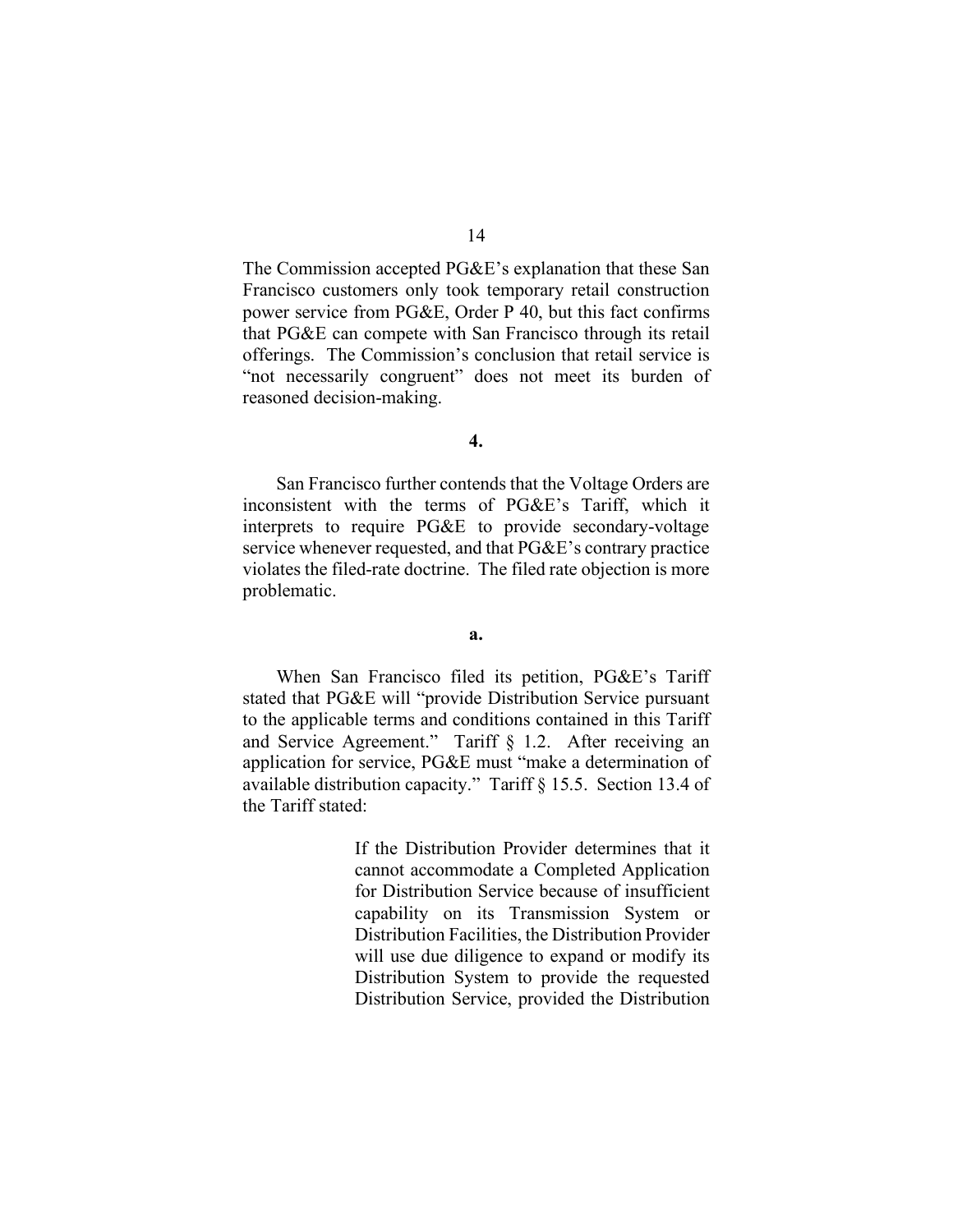The Commission accepted PG&E's explanation that these San Francisco customers only took temporary retail construction power service from PG&E, Order P 40, but this fact confirms that PG&E can compete with San Francisco through its retail offerings. The Commission's conclusion that retail service is "not necessarily congruent" does not meet its burden of reasoned decision-making.

**4.**

San Francisco further contends that the Voltage Orders are inconsistent with the terms of PG&E's Tariff, which it interprets to require PG&E to provide secondary-voltage service whenever requested, and that PG&E's contrary practice violates the filed-rate doctrine. The filed rate objection is more problematic.

**a.**

When San Francisco filed its petition, PG&E's Tariff stated that PG&E will "provide Distribution Service pursuant to the applicable terms and conditions contained in this Tariff and Service Agreement." Tariff § 1.2. After receiving an application for service, PG&E must "make a determination of available distribution capacity." Tariff § 15.5. Section 13.4 of the Tariff stated:

> If the Distribution Provider determines that it cannot accommodate a Completed Application for Distribution Service because of insufficient capability on its Transmission System or Distribution Facilities, the Distribution Provider will use due diligence to expand or modify its Distribution System to provide the requested Distribution Service, provided the Distribution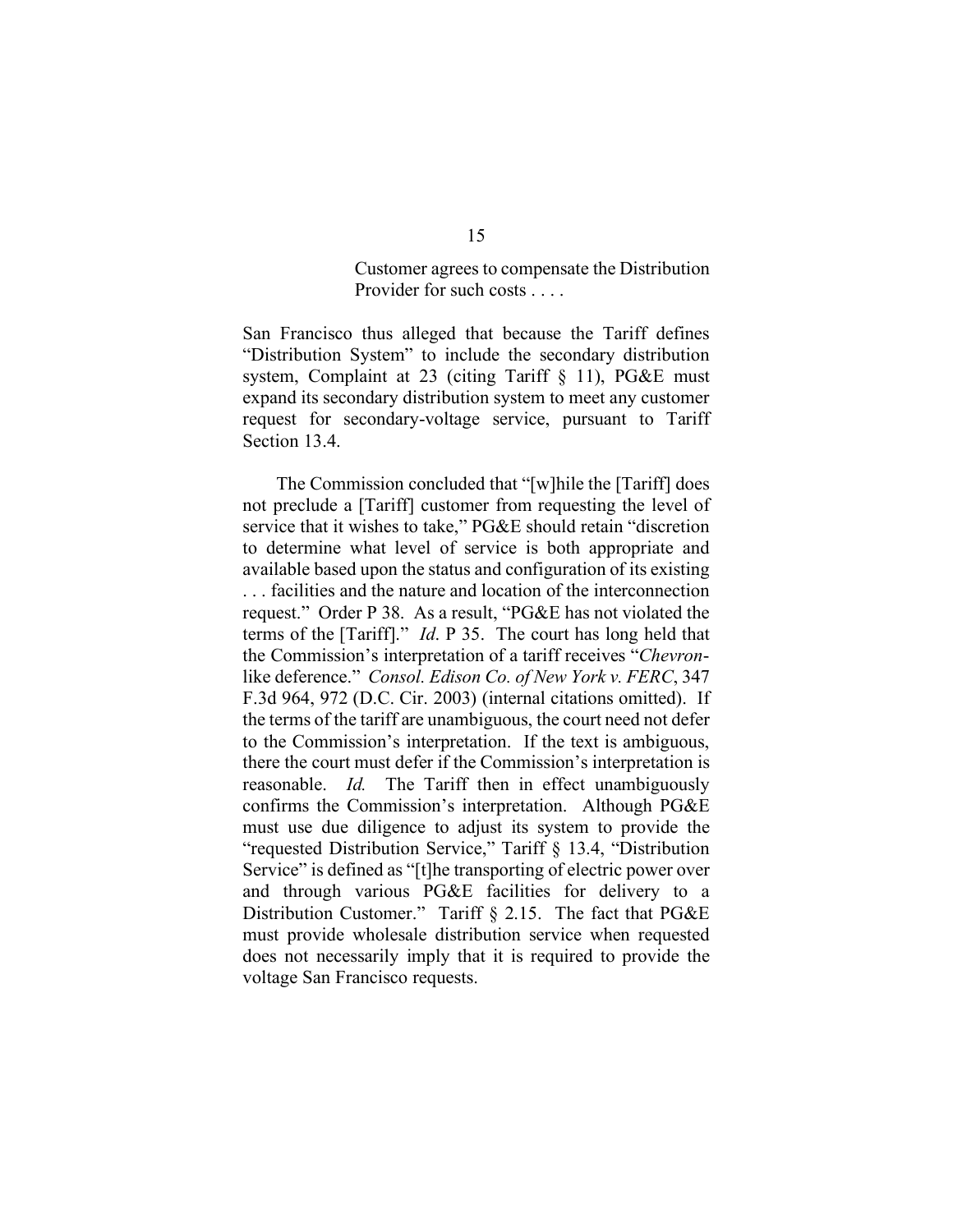> Customer agrees to compensate the Distribution Provider for such costs . . . .

San Francisco thus alleged that because the Tariff defines "Distribution System" to include the secondary distribution system, Complaint at 23 (citing Tariff § 11), PG&E must expand its secondary distribution system to meet any customer request for secondary-voltage service, pursuant to Tariff Section 13.4.

The Commission concluded that "[w]hile the [Tariff] does not preclude a [Tariff] customer from requesting the level of service that it wishes to take," PG&E should retain "discretion to determine what level of service is both appropriate and available based upon the status and configuration of its existing . . . facilities and the nature and location of the interconnection request." Order P 38. As a result, "PG&E has not violated the terms of the [Tariff]." *Id*. P 35. The court has long held that the Commission's interpretation of a tariff receives "*Chevron*-like deference." *Consol. Edison Co. of New York v. FERC*, 347 F.3d 964, 972 (D.C. Cir. 2003) (internal citations omitted). If the terms of the tariff are unambiguous, the court need not defer to the Commission's interpretation. If the text is ambiguous, there the court must defer if the Commission's interpretation is reasonable. *Id.* The Tariff then in effect unambiguously confirms the Commission's interpretation. Although PG&E must use due diligence to adjust its system to provide the "requested Distribution Service," Tariff § 13.4, "Distribution Service" is defined as "[t]he transporting of electric power over and through various PG&E facilities for delivery to a Distribution Customer." Tariff § 2.15. The fact that PG&E must provide wholesale distribution service when requested does not necessarily imply that it is required to provide the voltage San Francisco requests.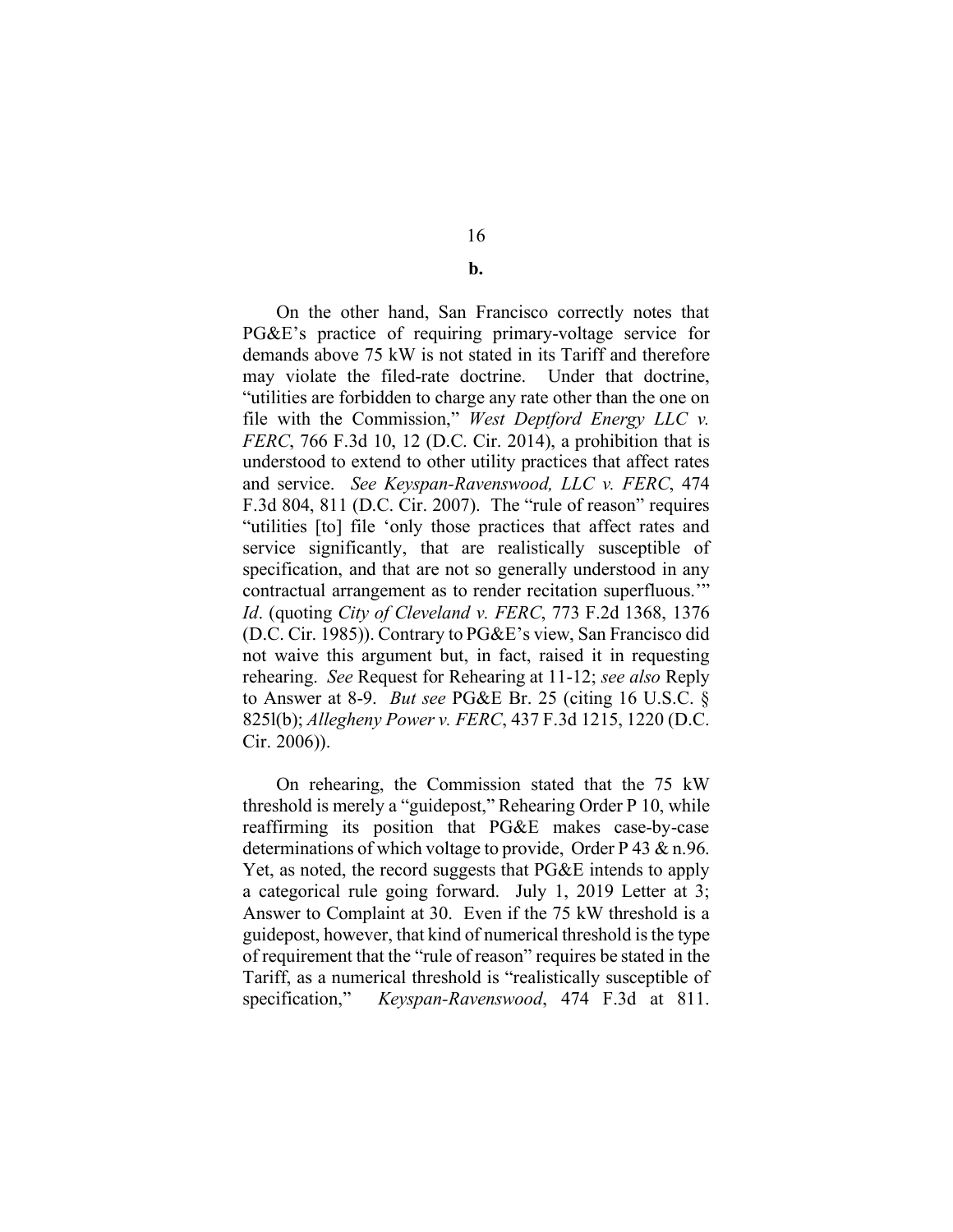**b.**

On the other hand, San Francisco correctly notes that PG&E's practice of requiring primary-voltage service for demands above 75 kW is not stated in its Tariff and therefore may violate the filed-rate doctrine. Under that doctrine, "utilities are forbidden to charge any rate other than the one on file with the Commission," *West Deptford Energy LLC v. FERC*, 766 F.3d 10, 12 (D.C. Cir. 2014), a prohibition that is understood to extend to other utility practices that affect rates and service. *See Keyspan-Ravenswood, LLC v. FERC*, 474 F.3d 804, 811 (D.C. Cir. 2007). The "rule of reason" requires "utilities [to] file 'only those practices that affect rates and service significantly, that are realistically susceptible of specification, and that are not so generally understood in any contractual arrangement as to render recitation superfluous.'" *Id*. (quoting *City of Cleveland v. FERC*, 773 F.2d 1368, 1376 (D.C. Cir. 1985)). Contrary to PG&E's view, San Francisco did not waive this argument but, in fact, raised it in requesting rehearing. *See* Request for Rehearing at 11-12; *see also* Reply to Answer at 8-9. *But see* PG&E Br. 25 (citing 16 U.S.C. § 825l(b); *Allegheny Power v. FERC*, 437 F.3d 1215, 1220 (D.C. Cir. 2006)).

On rehearing, the Commission stated that the 75 kW threshold is merely a "guidepost," Rehearing Order P 10, while reaffirming its position that PG&E makes case-by-case determinations of which voltage to provide, Order P 43 & n.96. Yet, as noted, the record suggests that PG&E intends to apply a categorical rule going forward. July 1, 2019 Letter at 3; Answer to Complaint at 30. Even if the 75 kW threshold is a guidepost, however, that kind of numerical threshold is the type of requirement that the "rule of reason" requires be stated in the Tariff, as a numerical threshold is "realistically susceptible of specification," *Keyspan-Ravenswood*, 474 F.3d at 811.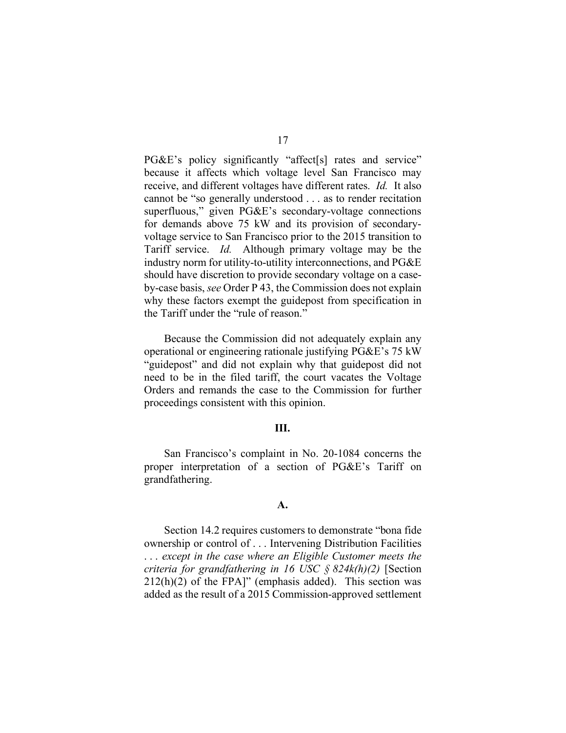PG&E's policy significantly "affect[s] rates and service" because it affects which voltage level San Francisco may receive, and different voltages have different rates. *Id.* It also cannot be "so generally understood . . . as to render recitation superfluous," given PG&E's secondary-voltage connections for demands above 75 kW and its provision of secondary-voltage service to San Francisco prior to the 2015 transition to Tariff service. *Id.* Although primary voltage may be the industry norm for utility-to-utility interconnections, and PG&E should have discretion to provide secondary voltage on a case-by-case basis, *see* Order P 43, the Commission does not explain why these factors exempt the guidepost from specification in the Tariff under the "rule of reason."

Because the Commission did not adequately explain any operational or engineering rationale justifying PG&E's 75 kW "guidepost" and did not explain why that guidepost did not need to be in the filed tariff, the court vacates the Voltage Orders and remands the case to the Commission for further proceedings consistent with this opinion.

## III.

San Francisco's complaint in No. 20-1084 concerns the proper interpretation of a section of PG&E's Tariff on grandfathering.

### A.

Section 14.2 requires customers to demonstrate "bona fide ownership or control of . . . Intervening Distribution Facilities . . . *except in the case where an Eligible Customer meets the criteria for grandfathering in 16 USC § 824k(h)(2)* [Section 212(h)(2) of the FPA]" (emphasis added). This section was added as the result of a 2015 Commission-approved settlement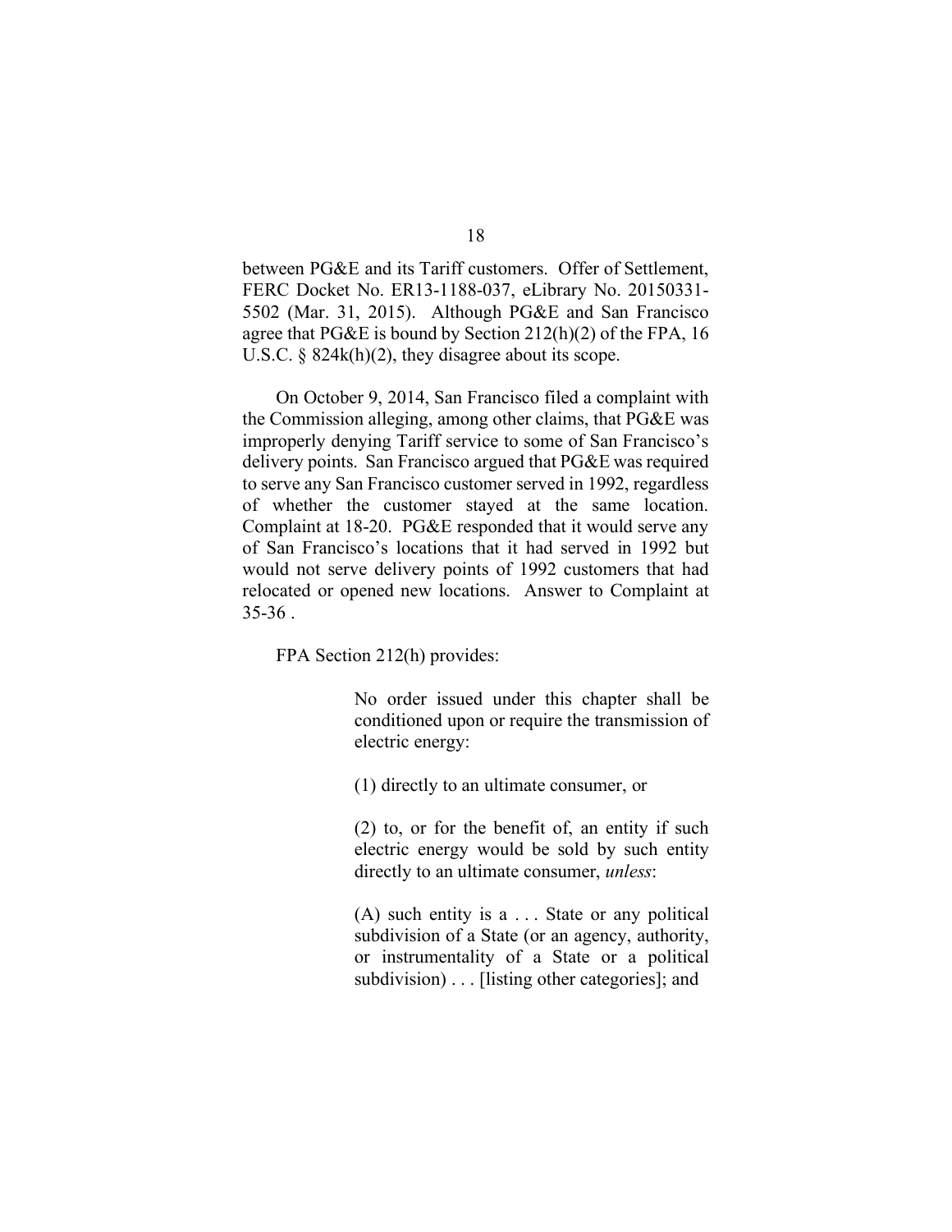between PG&E and its Tariff customers. Offer of Settlement, FERC Docket No. ER13-1188-037, eLibrary No. 20150331-5502 (Mar. 31, 2015). Although PG&E and San Francisco agree that PG&E is bound by Section 212(h)(2) of the FPA, 16 U.S.C. § 824k(h)(2), they disagree about its scope.

On October 9, 2014, San Francisco filed a complaint with the Commission alleging, among other claims, that PG&E was improperly denying Tariff service to some of San Francisco's delivery points. San Francisco argued that PG&E was required to serve any San Francisco customer served in 1992, regardless of whether the customer stayed at the same location. Complaint at 18-20. PG&E responded that it would serve any of San Francisco's locations that it had served in 1992 but would not serve delivery points of 1992 customers that had relocated or opened new locations. Answer to Complaint at 35-36 .

FPA Section 212(h) provides:

> No order issued under this chapter shall be conditioned upon or require the transmission of electric energy:
>
> (1) directly to an ultimate consumer, or
>
> (2) to, or for the benefit of, an entity if such electric energy would be sold by such entity directly to an ultimate consumer, *unless*:
>
> (A) such entity is a . . . State or any political subdivision of a State (or an agency, authority, or instrumentality of a State or a political subdivision) . . . [listing other categories]; and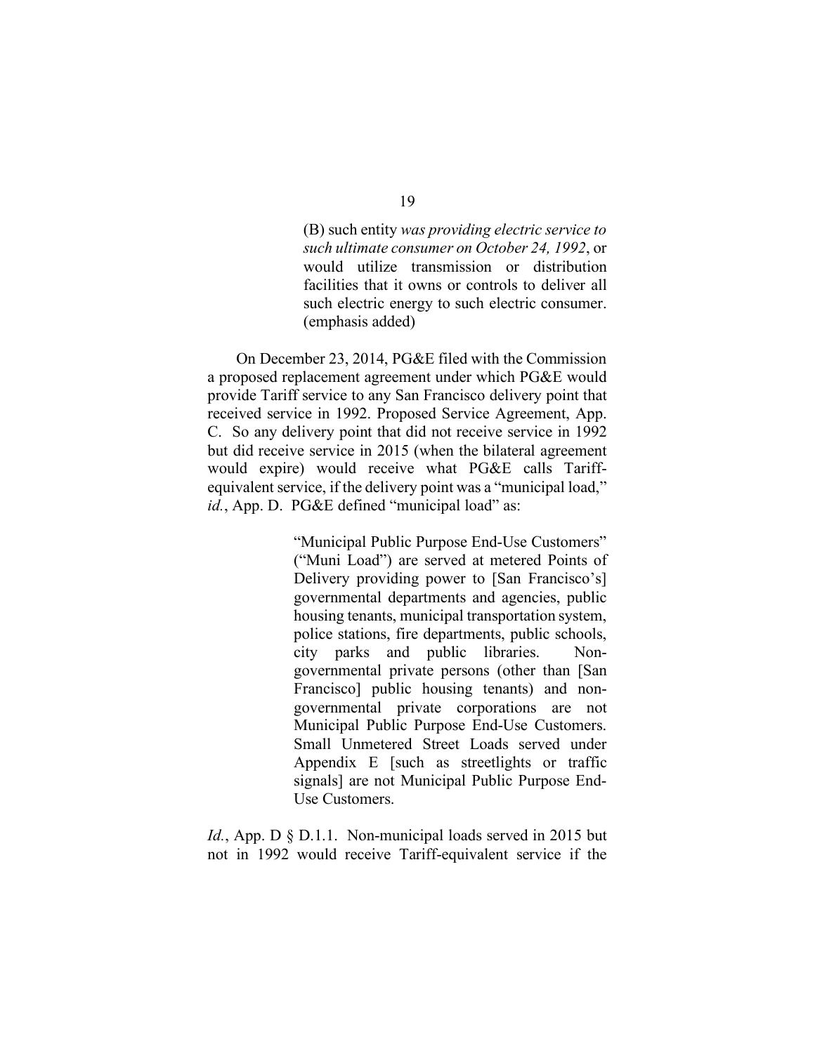> (B) such entity *was providing electric service to such ultimate consumer on October 24, 1992*, or would utilize transmission or distribution facilities that it owns or controls to deliver all such electric energy to such electric consumer. (emphasis added)

On December 23, 2014, PG&E filed with the Commission a proposed replacement agreement under which PG&E would provide Tariff service to any San Francisco delivery point that received service in 1992. Proposed Service Agreement, App. C. So any delivery point that did not receive service in 1992 but did receive service in 2015 (when the bilateral agreement would expire) would receive what PG&E calls Tariff-equivalent service, if the delivery point was a "municipal load," *id.*, App. D. PG&E defined "municipal load" as:

> "Municipal Public Purpose End-Use Customers" ("Muni Load") are served at metered Points of Delivery providing power to [San Francisco's] governmental departments and agencies, public housing tenants, municipal transportation system, police stations, fire departments, public schools, city parks and public libraries. Non-governmental private persons (other than [San Francisco] public housing tenants) and non-governmental private corporations are not Municipal Public Purpose End-Use Customers. Small Unmetered Street Loads served under Appendix E [such as streetlights or traffic signals] are not Municipal Public Purpose End-Use Customers.

*Id.*, App. D § D.1.1. Non-municipal loads served in 2015 but not in 1992 would receive Tariff-equivalent service if the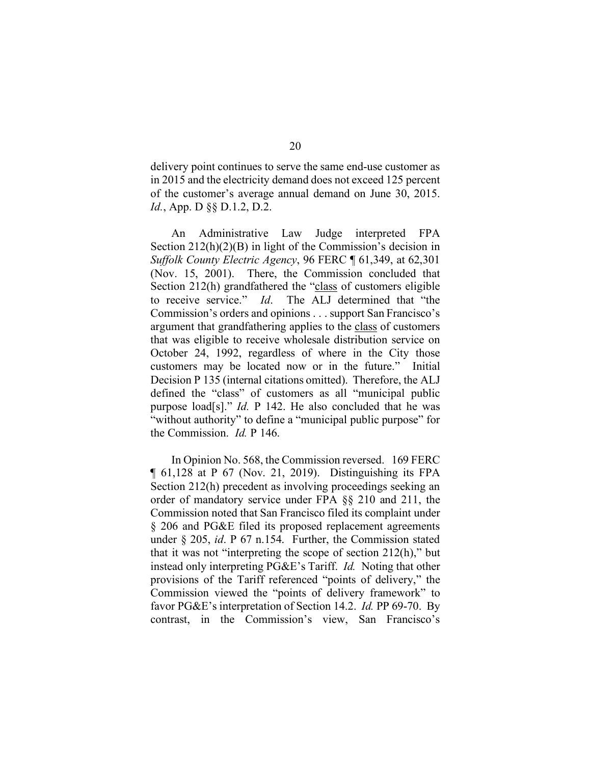delivery point continues to serve the same end-use customer as in 2015 and the electricity demand does not exceed 125 percent of the customer's average annual demand on June 30, 2015. *Id.*, App. D §§ D.1.2, D.2.

An Administrative Law Judge interpreted FPA Section 212(h)(2)(B) in light of the Commission's decision in *Suffolk County Electric Agency*, 96 FERC ¶ 61,349, at 62,301 (Nov. 15, 2001). There, the Commission concluded that Section 212(h) grandfathered the "class of customers eligible to receive service." *Id*. The ALJ determined that "the Commission's orders and opinions . . . support San Francisco's argument that grandfathering applies to the class of customers that was eligible to receive wholesale distribution service on October 24, 1992, regardless of where in the City those customers may be located now or in the future." Initial Decision P 135 (internal citations omitted). Therefore, the ALJ defined the "class" of customers as all "municipal public purpose load[s]." *Id.* P 142. He also concluded that he was "without authority" to define a "municipal public purpose" for the Commission. *Id.* P 146.

In Opinion No. 568, the Commission reversed. 169 FERC ¶ 61,128 at P 67 (Nov. 21, 2019). Distinguishing its FPA Section 212(h) precedent as involving proceedings seeking an order of mandatory service under FPA §§ 210 and 211, the Commission noted that San Francisco filed its complaint under § 206 and PG&E filed its proposed replacement agreements under § 205, *id*. P 67 n.154. Further, the Commission stated that it was not "interpreting the scope of section 212(h)," but instead only interpreting PG&E's Tariff. *Id.* Noting that other provisions of the Tariff referenced "points of delivery," the Commission viewed the "points of delivery framework" to favor PG&E's interpretation of Section 14.2. *Id.* PP 69-70. By contrast, in the Commission's view, San Francisco's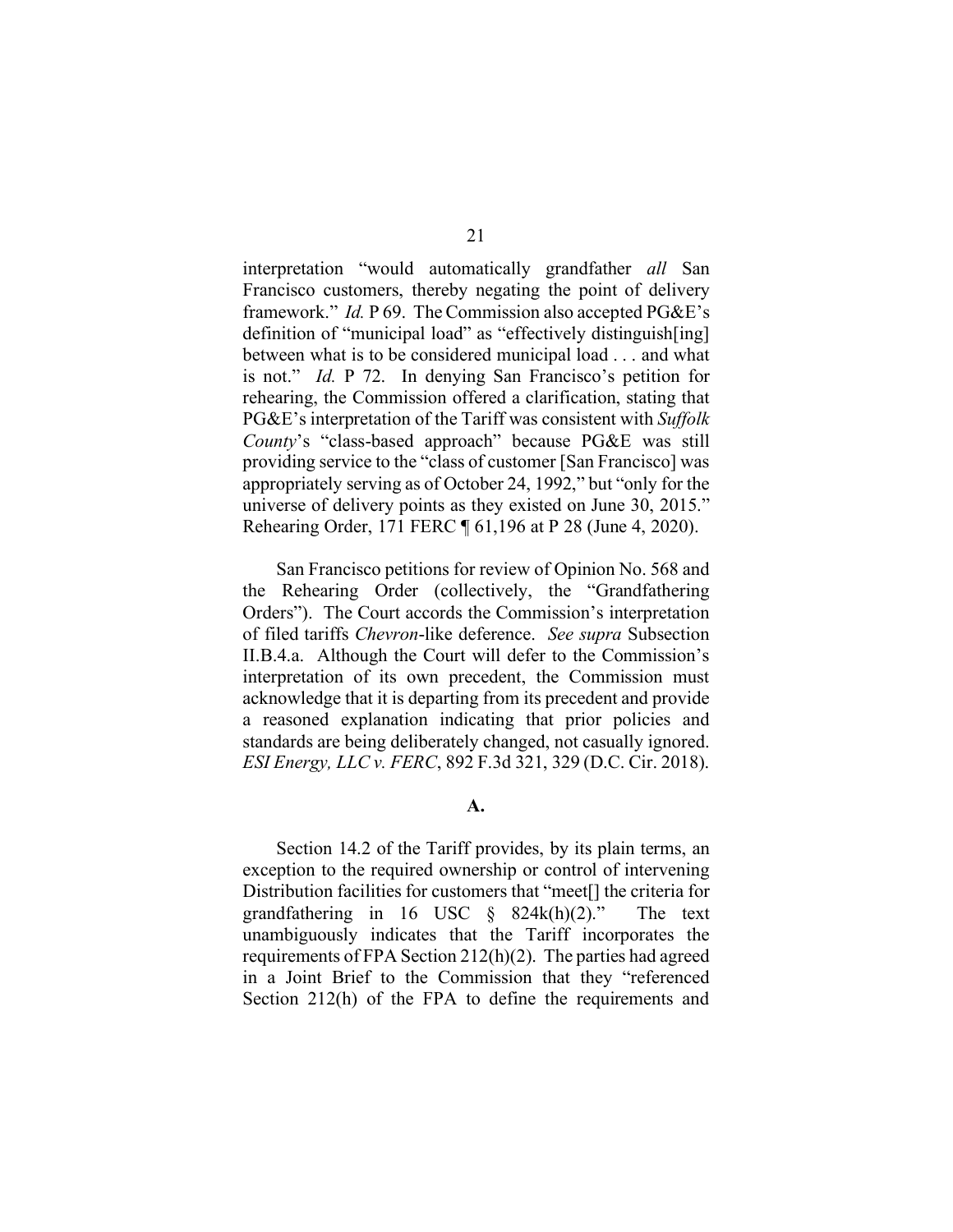interpretation "would automatically grandfather *all* San Francisco customers, thereby negating the point of delivery framework." *Id.* P 69. The Commission also accepted PG&E's definition of "municipal load" as "effectively distinguish[ing] between what is to be considered municipal load . . . and what is not." *Id.* P 72. In denying San Francisco's petition for rehearing, the Commission offered a clarification, stating that PG&E's interpretation of the Tariff was consistent with *Suffolk County*'s "class-based approach" because PG&E was still providing service to the "class of customer [San Francisco] was appropriately serving as of October 24, 1992," but "only for the universe of delivery points as they existed on June 30, 2015." Rehearing Order, 171 FERC ¶ 61,196 at P 28 (June 4, 2020).

San Francisco petitions for review of Opinion No. 568 and the Rehearing Order (collectively, the "Grandfathering Orders"). The Court accords the Commission's interpretation of filed tariffs *Chevron*-like deference. *See supra* Subsection II.B.4.a. Although the Court will defer to the Commission's interpretation of its own precedent, the Commission must acknowledge that it is departing from its precedent and provide a reasoned explanation indicating that prior policies and standards are being deliberately changed, not casually ignored. *ESI Energy, LLC v. FERC*, 892 F.3d 321, 329 (D.C. Cir. 2018).

**A.**

Section 14.2 of the Tariff provides, by its plain terms, an exception to the required ownership or control of intervening Distribution facilities for customers that "meet[] the criteria for grandfathering in 16 USC § 824k(h)(2)." The text unambiguously indicates that the Tariff incorporates the requirements of FPA Section 212(h)(2). The parties had agreed in a Joint Brief to the Commission that they "referenced Section 212(h) of the FPA to define the requirements and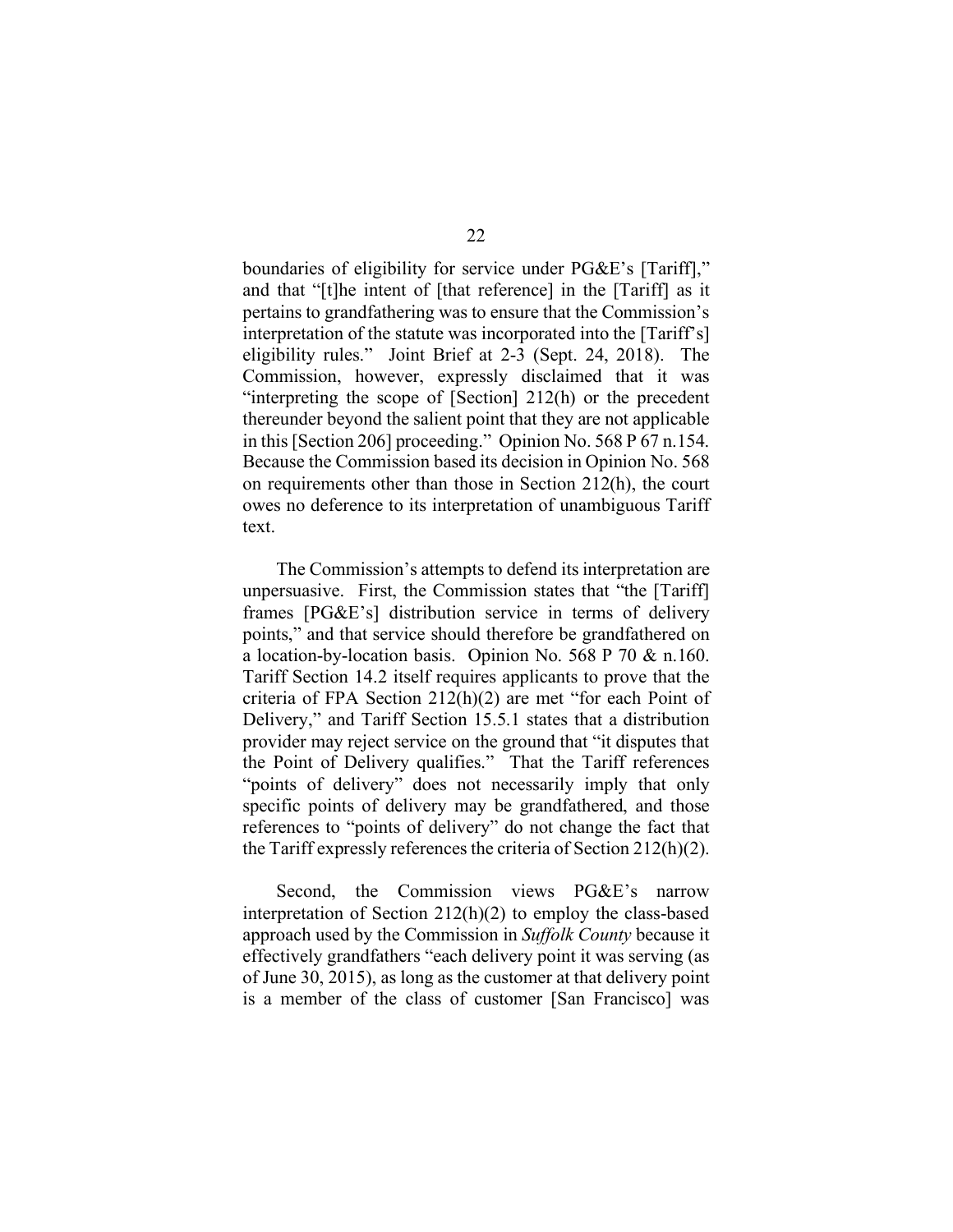boundaries of eligibility for service under PG&E's [Tariff]," and that "[t]he intent of [that reference] in the [Tariff] as it pertains to grandfathering was to ensure that the Commission's interpretation of the statute was incorporated into the [Tariff's] eligibility rules." Joint Brief at 2-3 (Sept. 24, 2018). The Commission, however, expressly disclaimed that it was "interpreting the scope of [Section] 212(h) or the precedent thereunder beyond the salient point that they are not applicable in this [Section 206] proceeding." Opinion No. 568 P 67 n.154. Because the Commission based its decision in Opinion No. 568 on requirements other than those in Section 212(h), the court owes no deference to its interpretation of unambiguous Tariff text.

The Commission's attempts to defend its interpretation are unpersuasive. First, the Commission states that "the [Tariff] frames [PG&E's] distribution service in terms of delivery points," and that service should therefore be grandfathered on a location-by-location basis. Opinion No. 568 P 70 & n.160. Tariff Section 14.2 itself requires applicants to prove that the criteria of FPA Section 212(h)(2) are met "for each Point of Delivery," and Tariff Section 15.5.1 states that a distribution provider may reject service on the ground that "it disputes that the Point of Delivery qualifies." That the Tariff references "points of delivery" does not necessarily imply that only specific points of delivery may be grandfathered, and those references to "points of delivery" do not change the fact that the Tariff expressly references the criteria of Section 212(h)(2).

Second, the Commission views PG&E's narrow interpretation of Section 212(h)(2) to employ the class-based approach used by the Commission in *Suffolk County* because it effectively grandfathers "each delivery point it was serving (as of June 30, 2015), as long as the customer at that delivery point is a member of the class of customer [San Francisco] was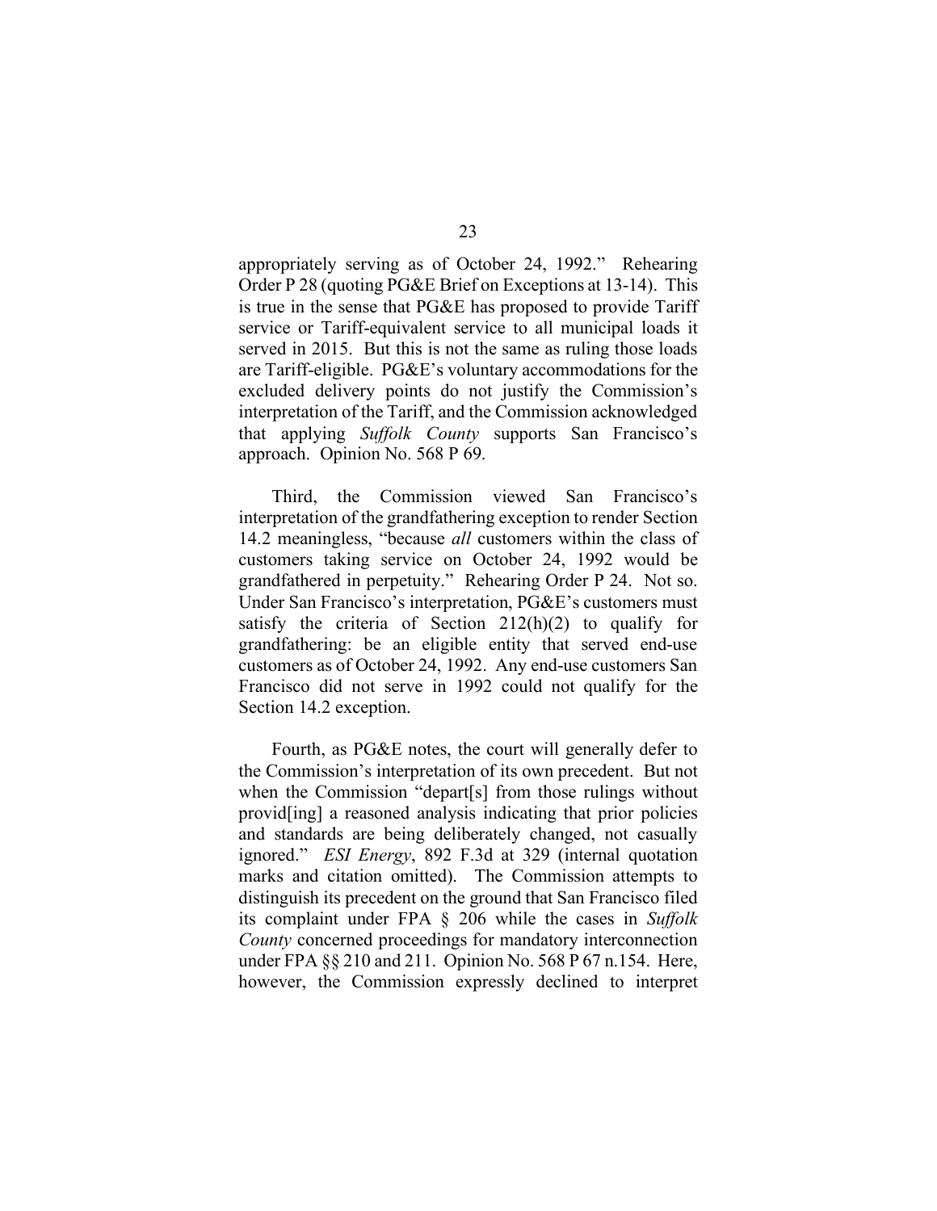appropriately serving as of October 24, 1992." Rehearing Order P 28 (quoting PG&E Brief on Exceptions at 13-14). This is true in the sense that PG&E has proposed to provide Tariff service or Tariff-equivalent service to all municipal loads it served in 2015. But this is not the same as ruling those loads are Tariff-eligible. PG&E's voluntary accommodations for the excluded delivery points do not justify the Commission's interpretation of the Tariff, and the Commission acknowledged that applying *Suffolk County* supports San Francisco's approach. Opinion No. 568 P 69.

Third, the Commission viewed San Francisco's interpretation of the grandfathering exception to render Section 14.2 meaningless, "because *all* customers within the class of customers taking service on October 24, 1992 would be grandfathered in perpetuity." Rehearing Order P 24. Not so. Under San Francisco's interpretation, PG&E's customers must satisfy the criteria of Section 212(h)(2) to qualify for grandfathering: be an eligible entity that served end-use customers as of October 24, 1992. Any end-use customers San Francisco did not serve in 1992 could not qualify for the Section 14.2 exception.

Fourth, as PG&E notes, the court will generally defer to the Commission's interpretation of its own precedent. But not when the Commission "depart[s] from those rulings without provid[ing] a reasoned analysis indicating that prior policies and standards are being deliberately changed, not casually ignored." *ESI Energy*, 892 F.3d at 329 (internal quotation marks and citation omitted). The Commission attempts to distinguish its precedent on the ground that San Francisco filed its complaint under FPA § 206 while the cases in *Suffolk County* concerned proceedings for mandatory interconnection under FPA §§ 210 and 211. Opinion No. 568 P 67 n.154. Here, however, the Commission expressly declined to interpret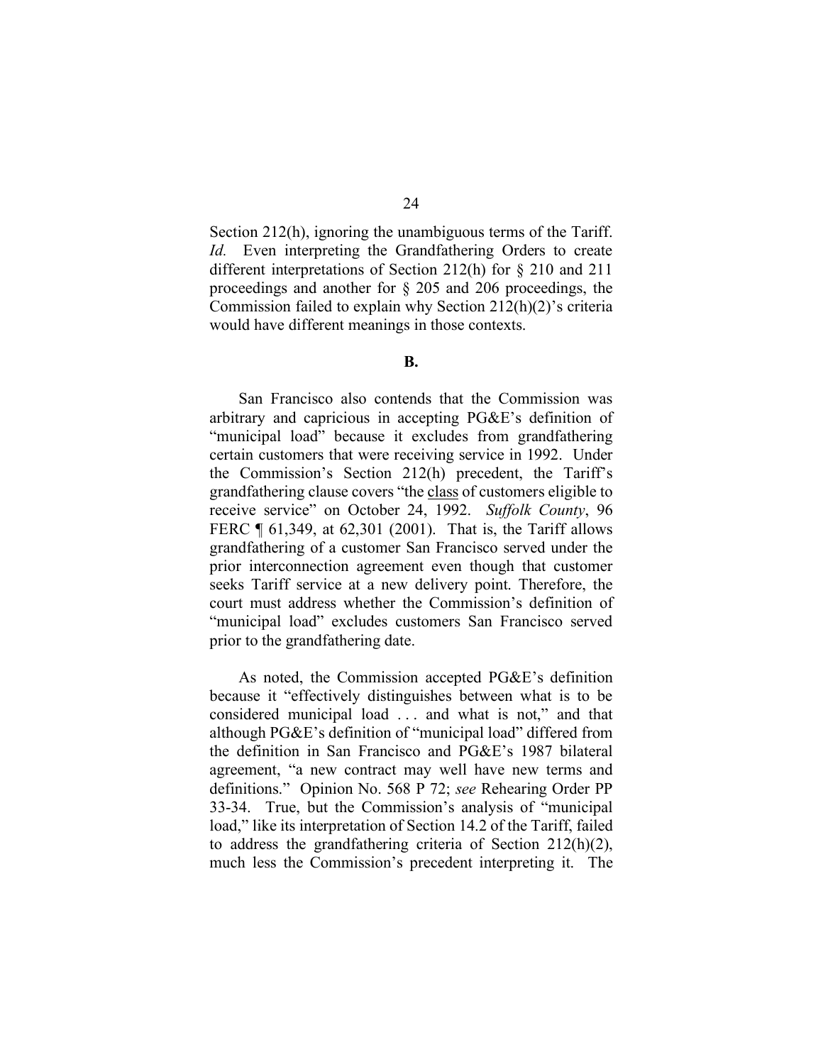Section 212(h), ignoring the unambiguous terms of the Tariff. *Id.* Even interpreting the Grandfathering Orders to create different interpretations of Section 212(h) for § 210 and 211 proceedings and another for § 205 and 206 proceedings, the Commission failed to explain why Section 212(h)(2)'s criteria would have different meanings in those contexts.

**B.**

San Francisco also contends that the Commission was arbitrary and capricious in accepting PG&E's definition of "municipal load" because it excludes from grandfathering certain customers that were receiving service in 1992. Under the Commission's Section 212(h) precedent, the Tariff's grandfathering clause covers "the <u>class</u> of customers eligible to receive service" on October 24, 1992. *Suffolk County*, 96 FERC ¶ 61,349, at 62,301 (2001). That is, the Tariff allows grandfathering of a customer San Francisco served under the prior interconnection agreement even though that customer seeks Tariff service at a new delivery point. Therefore, the court must address whether the Commission's definition of "municipal load" excludes customers San Francisco served prior to the grandfathering date.

As noted, the Commission accepted PG&E's definition because it "effectively distinguishes between what is to be considered municipal load . . . and what is not," and that although PG&E's definition of "municipal load" differed from the definition in San Francisco and PG&E's 1987 bilateral agreement, "a new contract may well have new terms and definitions." Opinion No. 568 P 72; *see* Rehearing Order PP 33-34. True, but the Commission's analysis of "municipal load," like its interpretation of Section 14.2 of the Tariff, failed to address the grandfathering criteria of Section 212(h)(2), much less the Commission's precedent interpreting it. The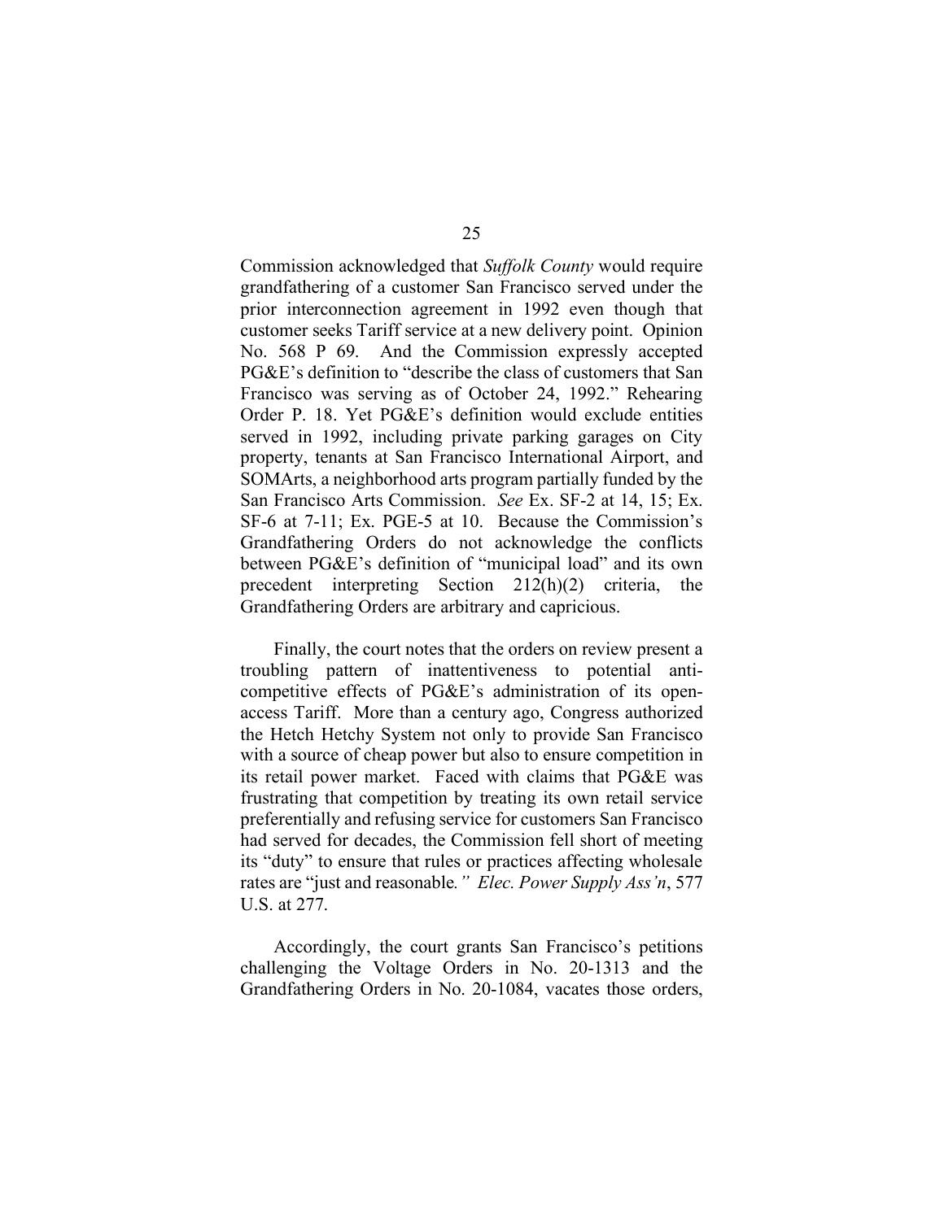Commission acknowledged that *Suffolk County* would require grandfathering of a customer San Francisco served under the prior interconnection agreement in 1992 even though that customer seeks Tariff service at a new delivery point. Opinion No. 568 P 69. And the Commission expressly accepted PG&E's definition to "describe the class of customers that San Francisco was serving as of October 24, 1992." Rehearing Order P. 18. Yet PG&E's definition would exclude entities served in 1992, including private parking garages on City property, tenants at San Francisco International Airport, and SOMArts, a neighborhood arts program partially funded by the San Francisco Arts Commission. *See* Ex. SF-2 at 14, 15; Ex. SF-6 at 7-11; Ex. PGE-5 at 10. Because the Commission's Grandfathering Orders do not acknowledge the conflicts between PG&E's definition of "municipal load" and its own precedent interpreting Section 212(h)(2) criteria, the Grandfathering Orders are arbitrary and capricious.

Finally, the court notes that the orders on review present a troubling pattern of inattentiveness to potential anti-competitive effects of PG&E's administration of its open-access Tariff. More than a century ago, Congress authorized the Hetch Hetchy System not only to provide San Francisco with a source of cheap power but also to ensure competition in its retail power market. Faced with claims that PG&E was frustrating that competition by treating its own retail service preferentially and refusing service for customers San Francisco had served for decades, the Commission fell short of meeting its "duty" to ensure that rules or practices affecting wholesale rates are "just and reasonable*." Elec. Power Supply Ass'n*, 577 U.S. at 277.

Accordingly, the court grants San Francisco's petitions challenging the Voltage Orders in No. 20-1313 and the Grandfathering Orders in No. 20-1084, vacates those orders,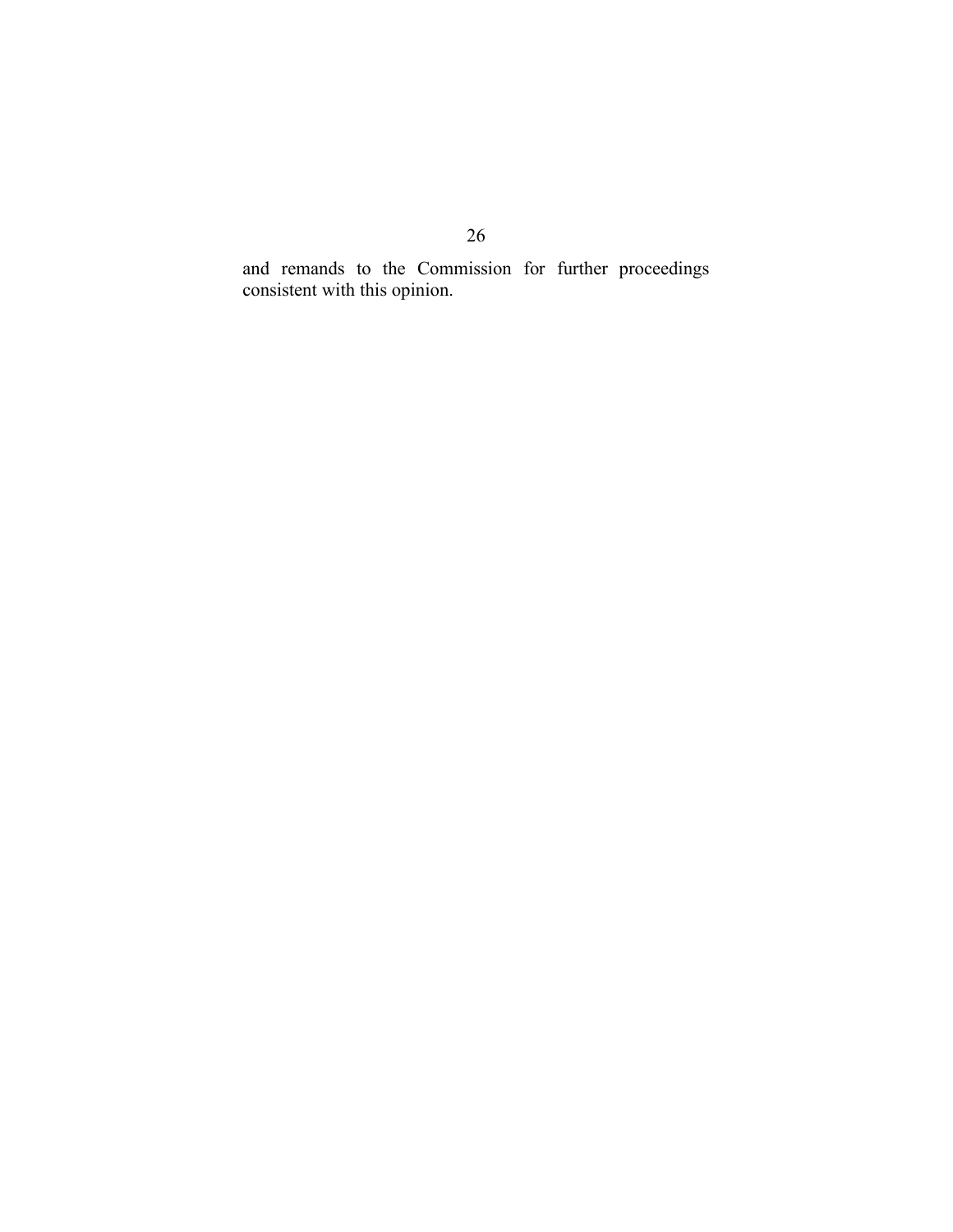and remands to the Commission for further proceedings consistent with this opinion.